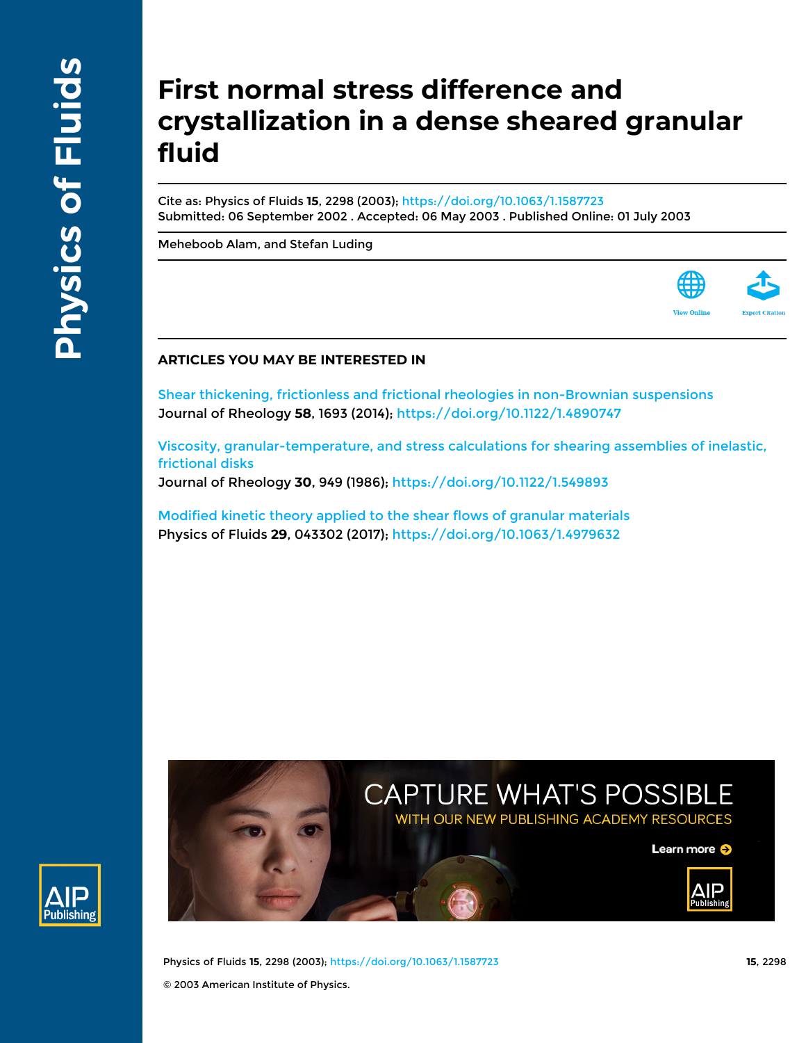# First normal stress difference and crystallization in a dense sheared granular fluid

Cite as: Physics of Fluids **15**, 2298 (2003); https://doi.org/10.1063/1.1587723

Submitted: 06 September 2002 . Accepted: 06 May 2003 . Published Online: 01 July 2003

Meheboob Alam, and Stefan Luding

## ARTICLES YOU MAY BE INTERESTED IN

Shear thickening, frictionless and frictional rheologies in non-Brownian suspensions
Journal of Rheology **58**, 1693 (2014); https://doi.org/10.1122/1.4890747

Viscosity, granular-temperature, and stress calculations for shearing assemblies of inelastic, frictional disks
Journal of Rheology **30**, 949 (1986); https://doi.org/10.1122/1.549893

Modified kinetic theory applied to the shear flows of granular materials
Physics of Fluids **29**, 043302 (2017); https://doi.org/10.1063/1.4979632

© 2003 American Institute of Physics.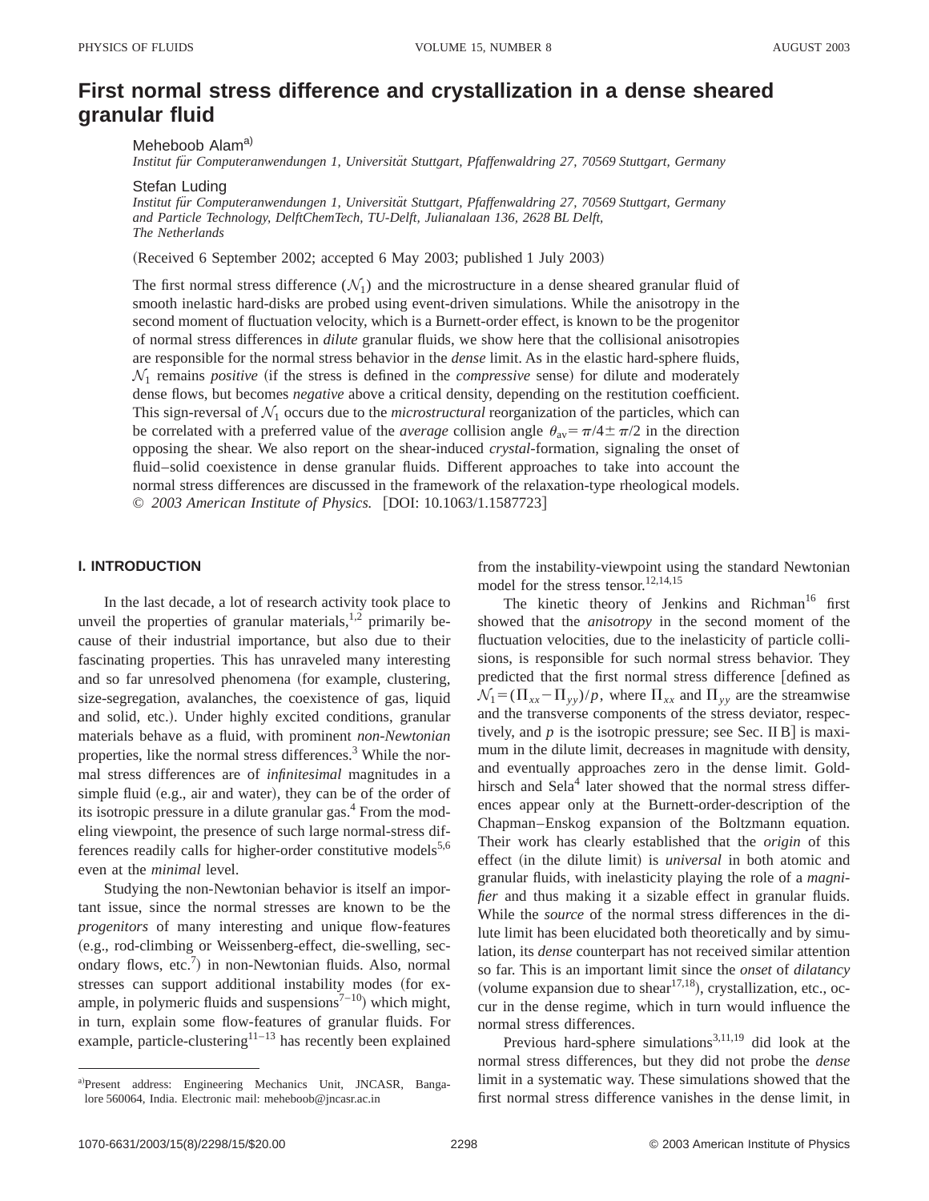# First normal stress difference and crystallization in a dense sheared granular fluid

Meheboob Alam[a)]

*Institut für Computeranwendungen 1, Universität Stuttgart, Pfaffenwaldring 27, 70569 Stuttgart, Germany*

Stefan Luding

*Institut für Computeranwendungen 1, Universität Stuttgart, Pfaffenwaldring 27, 70569 Stuttgart, Germany and Particle Technology, DelftChemTech, TU-Delft, Julianalaan 136, 2628 BL Delft, The Netherlands*

(Received 6 September 2002; accepted 6 May 2003; published 1 July 2003)

The first normal stress difference ($\mathcal{N}_1$) and the microstructure in a dense sheared granular fluid of smooth inelastic hard-disks are probed using event-driven simulations. While the anisotropy in the second moment of fluctuation velocity, which is a Burnett-order effect, is known to be the progenitor of normal stress differences in *dilute* granular fluids, we show here that the collisional anisotropies are responsible for the normal stress behavior in the *dense* limit. As in the elastic hard-sphere fluids, $\mathcal{N}_1$ remains *positive* (if the stress is defined in the *compressive* sense) for dilute and moderately dense flows, but becomes *negative* above a critical density, depending on the restitution coefficient. This sign-reversal of $\mathcal{N}_1$ occurs due to the *microstructural* reorganization of the particles, which can be correlated with a preferred value of the *average* collision angle $\theta_{\text{av}}=\pi/4\pm\pi/2$ in the direction opposing the shear. We also report on the shear-induced *crystal*-formation, signaling the onset of fluid–solid coexistence in dense granular fluids. Different approaches to take into account the normal stress differences are discussed in the framework of the relaxation-type rheological models. © *2003 American Institute of Physics.* [DOI: 10.1063/1.1587723]

## I. INTRODUCTION

In the last decade, a lot of research activity took place to unveil the properties of granular materials,[1,2] primarily because of their industrial importance, but also due to their fascinating properties. This has unraveled many interesting and so far unresolved phenomena (for example, clustering, size-segregation, avalanches, the coexistence of gas, liquid and solid, etc.). Under highly excited conditions, granular materials behave as a fluid, with prominent *non-Newtonian* properties, like the normal stress differences.[3] While the normal stress differences are of *infinitesimal* magnitudes in a simple fluid (e.g., air and water), they can be of the order of its isotropic pressure in a dilute granular gas.[4] From the modeling viewpoint, the presence of such large normal-stress differences readily calls for higher-order constitutive models[5,6] even at the *minimal* level.

Studying the non-Newtonian behavior is itself an important issue, since the normal stresses are known to be the *progenitors* of many interesting and unique flow-features (e.g., rod-climbing or Weissenberg-effect, die-swelling, secondary flows, etc.[7]) in non-Newtonian fluids. Also, normal stresses can support additional instability modes (for example, in polymeric fluids and suspensions[7–10]) which might, in turn, explain some flow-features of granular fluids. For example, particle-clustering[11–13] has recently been explained from the instability-viewpoint using the standard Newtonian model for the stress tensor.[12,14,15]

The kinetic theory of Jenkins and Richman[16] first showed that the *anisotropy* in the second moment of the fluctuation velocities, due to the inelasticity of particle collisions, is responsible for such normal stress behavior. They predicted that the first normal stress difference [defined as $\mathcal{N}_1=(\Pi_{xx}-\Pi_{yy})/p$, where $\Pi_{xx}$ and $\Pi_{yy}$ are the streamwise and the transverse components of the stress deviator, respectively, and $p$ is the isotropic pressure; see Sec. II B] is maximum in the dilute limit, decreases in magnitude with density, and eventually approaches zero in the dense limit. Goldhirsch and Sela[4] later showed that the normal stress differences appear only at the Burnett-order-description of the Chapman–Enskog expansion of the Boltzmann equation. Their work has clearly established that the *origin* of this effect (in the dilute limit) is *universal* in both atomic and granular fluids, with inelasticity playing the role of a *magnifier* and thus making it a sizable effect in granular fluids. While the *source* of the normal stress differences in the dilute limit has been elucidated both theoretically and by simulation, its *dense* counterpart has not received similar attention so far. This is an important limit since the *onset* of *dilatancy* (volume expansion due to shear[17,18]), crystallization, etc., occur in the dense regime, which in turn would influence the normal stress differences.

Previous hard-sphere simulations[3,11,19] did look at the normal stress differences, but they did not probe the *dense* limit in a systematic way. These simulations showed that the first normal stress difference vanishes in the dense limit, in

---

[a)]Present address: Engineering Mechanics Unit, JNCASR, Bangalore 560064, India. Electronic mail: meheboob@jncasr.ac.in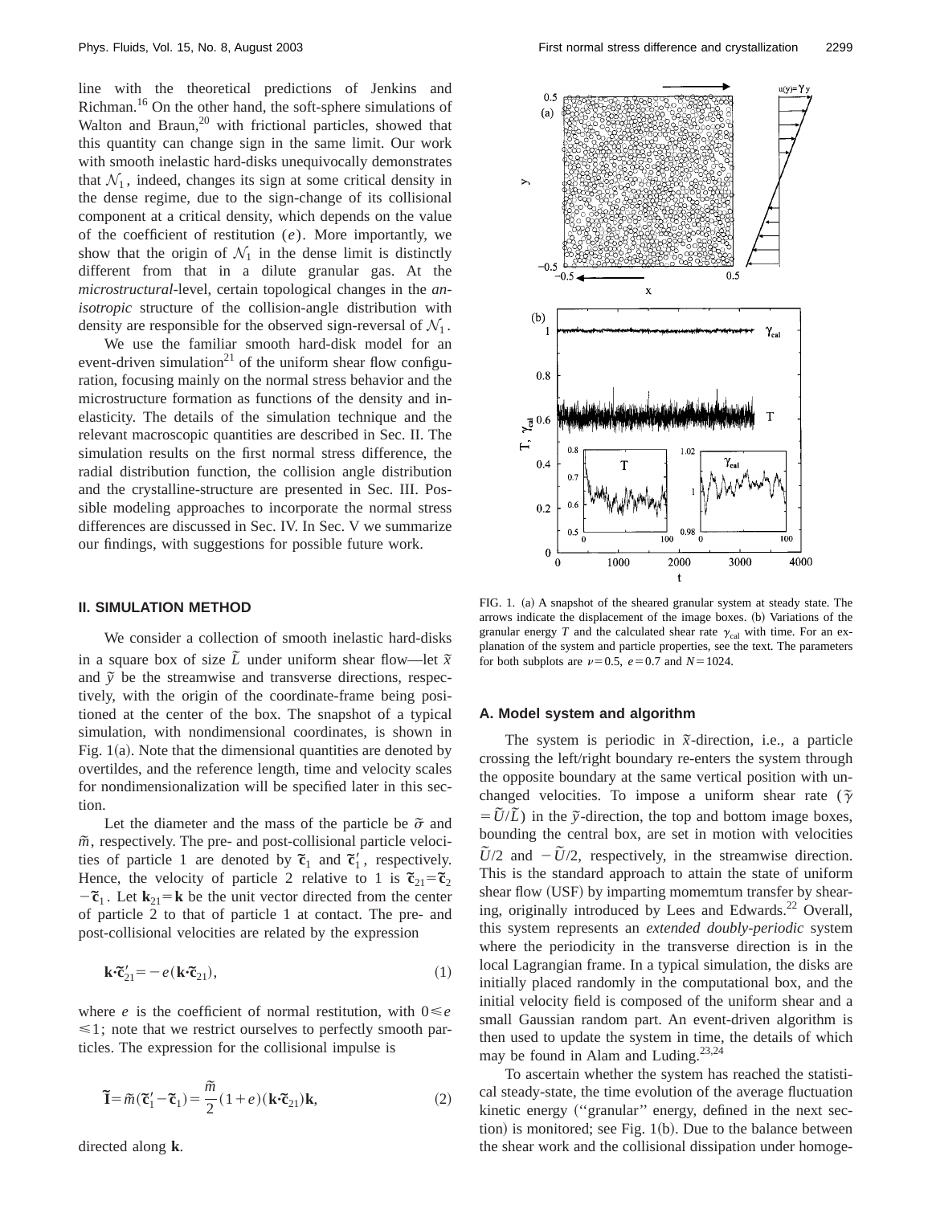line with the theoretical predictions of Jenkins and Richman.[16] On the other hand, the soft-sphere simulations of Walton and Braun,[20] with frictional particles, showed that this quantity can change sign in the same limit. Our work with smooth inelastic hard-disks unequivocally demonstrates that $\mathcal{N}_1$, indeed, changes its sign at some critical density in the dense regime, due to the sign-change of its collisional component at a critical density, which depends on the value of the coefficient of restitution $(e)$. More importantly, we show that the origin of $\mathcal{N}_1$ in the dense limit is distinctly different from that in a dilute granular gas. At the *microstructural*-level, certain topological changes in the *anisotropic* structure of the collision-angle distribution with density are responsible for the observed sign-reversal of $\mathcal{N}_1$.

We use the familiar smooth hard-disk model for an event-driven simulation[21] of the uniform shear flow configuration, focusing mainly on the normal stress behavior and the microstructure formation as functions of the density and inelasticity. The details of the simulation technique and the relevant macroscopic quantities are described in Sec. II. The simulation results on the first normal stress difference, the radial distribution function, the collision angle distribution and the crystalline-structure are presented in Sec. III. Possible modeling approaches to incorporate the normal stress differences are discussed in Sec. IV. In Sec. V we summarize our findings, with suggestions for possible future work.

## II. SIMULATION METHOD

We consider a collection of smooth inelastic hard-disks in a square box of size $\tilde{L}$ under uniform shear flow—let $\tilde{x}$ and $\tilde{y}$ be the streamwise and transverse directions, respectively, with the origin of the coordinate-frame being positioned at the center of the box. The snapshot of a typical simulation, with nondimensional coordinates, is shown in Fig. 1(a). Note that the dimensional quantities are denoted by overtildes, and the reference length, time and velocity scales for nondimensionalization will be specified later in this section.

Let the diameter and the mass of the particle be $\tilde{\sigma}$ and $\tilde{m}$, respectively. The pre- and post-collisional particle velocities of particle 1 are denoted by $\tilde{\mathbf{c}}_1$ and $\tilde{\mathbf{c}}_1'$, respectively. Hence, the velocity of particle 2 relative to 1 is $\tilde{\mathbf{c}}_{21}=\tilde{\mathbf{c}}_2-\tilde{\mathbf{c}}_1$. Let $\mathbf{k}_{21}=\mathbf{k}$ be the unit vector directed from the center of particle 2 to that of particle 1 at contact. The pre- and post-collisional velocities are related by the expression

$$\mathbf{k}\cdot\tilde{\mathbf{c}}_{21}'=-e(\mathbf{k}\cdot\tilde{\mathbf{c}}_{21}), \tag{1}$$

where $e$ is the coefficient of normal restitution, with $0\leq e\leq 1$; note that we restrict ourselves to perfectly smooth particles. The expression for the collisional impulse is

$$\tilde{\mathbf{I}}=\tilde{m}(\tilde{\mathbf{c}}_1'-\tilde{\mathbf{c}}_1)=\frac{\tilde{m}}{2}(1+e)(\mathbf{k}\cdot\tilde{\mathbf{c}}_{21})\mathbf{k}, \tag{2}$$

directed along $\mathbf{k}$.

FIG. 1. (a) A snapshot of the sheared granular system at steady state. The arrows indicate the displacement of the image boxes. (b) Variations of the granular energy $T$ and the calculated shear rate $\gamma_{\mathrm{cal}}$ with time. For an explanation of the system and particle properties, see the text. The parameters for both subplots are $\nu=0.5$, $e=0.7$ and $N=1024$.

### A. Model system and algorithm

The system is periodic in $\tilde{x}$-direction, i.e., a particle crossing the left/right boundary re-enters the system through the opposite boundary at the same vertical position with unchanged velocities. To impose a uniform shear rate ($\tilde{\gamma}=\tilde{U}/\tilde{L}$) in the $\tilde{y}$-direction, the top and bottom image boxes, bounding the central box, are set in motion with velocities $\tilde{U}/2$ and $-\tilde{U}/2$, respectively, in the streamwise direction. This is the standard approach to attain the state of uniform shear flow (USF) by imparting momemtum transfer by shearing, originally introduced by Lees and Edwards.[22] Overall, this system represents an *extended doubly-periodic* system where the periodicity in the transverse direction is in the local Lagrangian frame. In a typical simulation, the disks are initially placed randomly in the computational box, and the initial velocity field is composed of the uniform shear and a small Gaussian random part. An event-driven algorithm is then used to update the system in time, the details of which may be found in Alam and Luding.[23,24]

To ascertain whether the system has reached the statistical steady-state, the time evolution of the average fluctuation kinetic energy ("granular" energy, defined in the next section) is monitored; see Fig. 1(b). Due to the balance between the shear work and the collisional dissipation under homoge-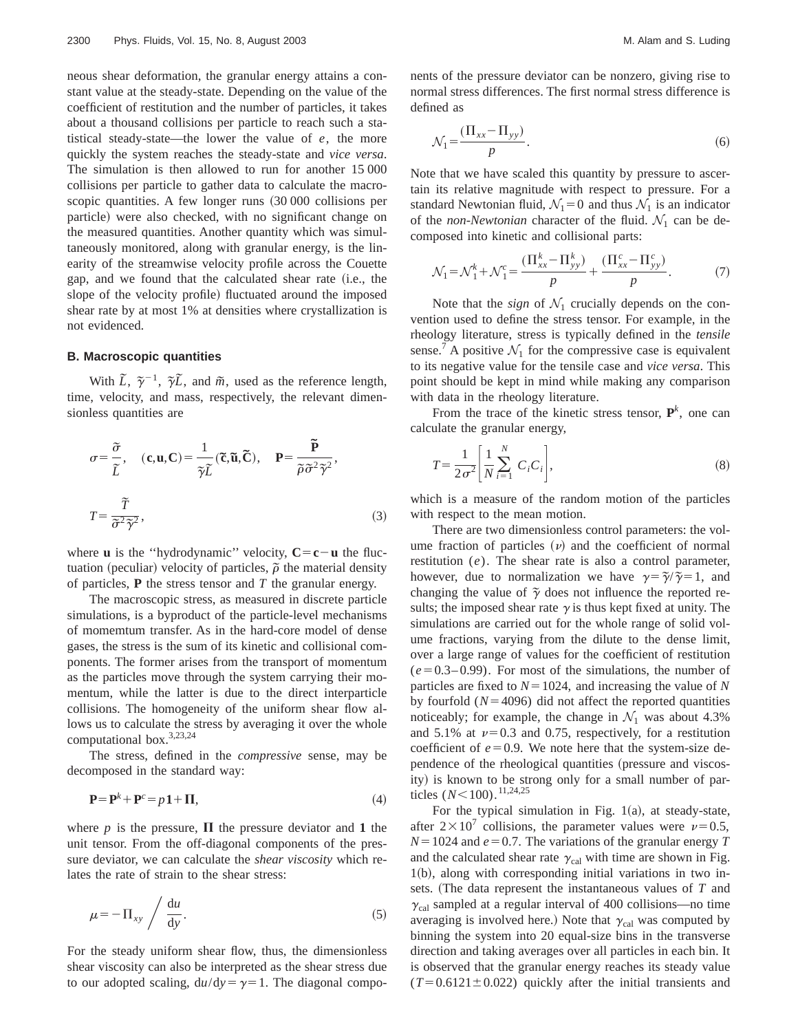neous shear deformation, the granular energy attains a constant value at the steady-state. Depending on the value of the coefficient of restitution and the number of particles, it takes about a thousand collisions per particle to reach such a statistical steady-state—the lower the value of $e$, the more quickly the system reaches the steady-state and *vice versa*. The simulation is then allowed to run for another 15 000 collisions per particle to gather data to calculate the macroscopic quantities. A few longer runs (30 000 collisions per particle) were also checked, with no significant change on the measured quantities. Another quantity which was simultaneously monitored, along with granular energy, is the linearity of the streamwise velocity profile across the Couette gap, and we found that the calculated shear rate (i.e., the slope of the velocity profile) fluctuated around the imposed shear rate by at most 1% at densities where crystallization is not evidenced.

### B. Macroscopic quantities

With $\tilde{L}$, $\tilde{\gamma}^{-1}$, $\tilde{\gamma}\tilde{L}$, and $\tilde{m}$, used as the reference length, time, velocity, and mass, respectively, the relevant dimensionless quantities are

$$\sigma=\frac{\tilde{\sigma}}{\tilde{L}}, \quad (\mathbf{c},\mathbf{u},\mathbf{C})=\frac{1}{\tilde{\gamma}\tilde{L}}(\tilde{\mathbf{c}},\tilde{\mathbf{u}},\tilde{\mathbf{C}}), \quad \mathbf{P}=\frac{\tilde{\mathbf{P}}}{\tilde{\rho}\tilde{\sigma}^2\tilde{\gamma}^2},$$

$$T=\frac{\tilde{T}}{\tilde{\sigma}^2\tilde{\gamma}^2}, \tag{3}$$

where $\mathbf{u}$ is the "hydrodynamic" velocity, $\mathbf{C}=\mathbf{c}-\mathbf{u}$ the fluctuation (peculiar) velocity of particles, $\tilde{\rho}$ the material density of particles, $\mathbf{P}$ the stress tensor and $T$ the granular energy.

The macroscopic stress, as measured in discrete particle simulations, is a byproduct of the particle-level mechanisms of momemtum transfer. As in the hard-core model of dense gases, the stress is the sum of its kinetic and collisional components. The former arises from the transport of momentum as the particles move through the system carrying their momentum, while the latter is due to the direct interparticle collisions. The homogeneity of the uniform shear flow allows us to calculate the stress by averaging it over the whole computational box.[3,23,24]

The stress, defined in the *compressive* sense, may be decomposed in the standard way:

$$\mathbf{P}=\mathbf{P}^k+\mathbf{P}^c=p\mathbf{1}+\mathbf{\Pi}, \tag{4}$$

where $p$ is the pressure, $\mathbf{\Pi}$ the pressure deviator and $\mathbf{1}$ the unit tensor. From the off-diagonal components of the pressure deviator, we can calculate the *shear viscosity* which relates the rate of strain to the shear stress:

$$\mu=-\Pi_{xy}\bigg/\frac{\mathrm{d}u}{\mathrm{d}y}. \tag{5}$$

For the steady uniform shear flow, thus, the dimensionless shear viscosity can also be interpreted as the shear stress due to our adopted scaling, $\mathrm{d}u/\mathrm{d}y=\gamma=1$. The diagonal components of the pressure deviator can be nonzero, giving rise to normal stress differences. The first normal stress difference is defined as

$$\mathcal{N}_1=\frac{(\Pi_{xx}-\Pi_{yy})}{p}. \tag{6}$$

Note that we have scaled this quantity by pressure to ascertain its relative magnitude with respect to pressure. For a standard Newtonian fluid, $\mathcal{N}_1=0$ and thus $\mathcal{N}_1$ is an indicator of the *non-Newtonian* character of the fluid. $\mathcal{N}_1$ can be decomposed into kinetic and collisional parts:

$$\mathcal{N}_1=\mathcal{N}_1^k+\mathcal{N}_1^c=\frac{(\Pi_{xx}^k-\Pi_{yy}^k)}{p}+\frac{(\Pi_{xx}^c-\Pi_{yy}^c)}{p}. \tag{7}$$

Note that the *sign* of $\mathcal{N}_1$ crucially depends on the convention used to define the stress tensor. For example, in the rheology literature, stress is typically defined in the *tensile* sense.[7] A positive $\mathcal{N}_1$ for the compressive case is equivalent to its negative value for the tensile case and *vice versa*. This point should be kept in mind while making any comparison with data in the rheology literature.

From the trace of the kinetic stress tensor, $\mathbf{P}^k$, one can calculate the granular energy,

$$T=\frac{1}{2\sigma^2}\left[\frac{1}{N}\sum_{i=1}^{N}C_iC_i\right], \tag{8}$$

which is a measure of the random motion of the particles with respect to the mean motion.

There are two dimensionless control parameters: the volume fraction of particles ($\nu$) and the coefficient of normal restitution ($e$). The shear rate is also a control parameter, however, due to normalization we have $\gamma=\tilde{\gamma}/\tilde{\gamma}=1$, and changing the value of $\tilde{\gamma}$ does not influence the reported results; the imposed shear rate $\gamma$ is thus kept fixed at unity. The simulations are carried out for the whole range of solid volume fractions, varying from the dilute to the dense limit, over a large range of values for the coefficient of restitution ($e=0.3$–$0.99$). For most of the simulations, the number of particles are fixed to $N=1024$, and increasing the value of $N$ by fourfold ($N=4096$) did not affect the reported quantities noticeably; for example, the change in $\mathcal{N}_1$ was about 4.3% and 5.1% at $\nu=0.3$ and 0.75, respectively, for a restitution coefficient of $e=0.9$. We note here that the system-size dependence of the rheological quantities (pressure and viscosity) is known to be strong only for a small number of particles ($N<100$).[11,24,25]

For the typical simulation in Fig. 1(a), at steady-state, after $2\times10^7$ collisions, the parameter values were $\nu=0.5$, $N=1024$ and $e=0.7$. The variations of the granular energy $T$ and the calculated shear rate $\gamma_{\rm cal}$ with time are shown in Fig. 1(b), along with corresponding initial variations in two insets. (The data represent the instantaneous values of $T$ and $\gamma_{\rm cal}$ sampled at a regular interval of 400 collisions—no time averaging is involved here.) Note that $\gamma_{\rm cal}$ was computed by binning the system into 20 equal-size bins in the transverse direction and taking averages over all particles in each bin. It is observed that the granular energy reaches its steady value ($T=0.6121\pm0.022$) quickly after the initial transients and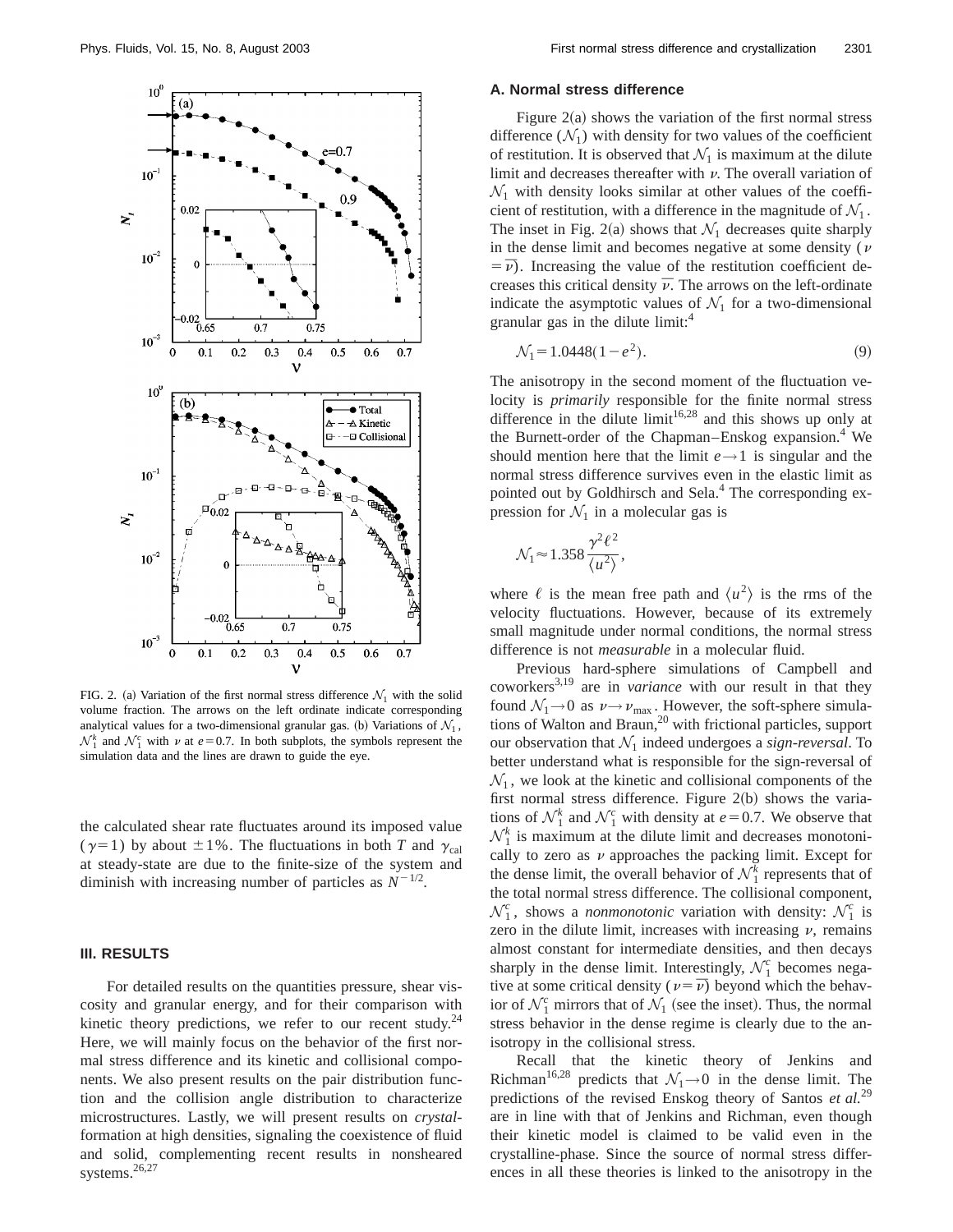FIG. 2. (a) Variation of the first normal stress difference $\mathcal{N}_1$ with the solid volume fraction. The arrows on the left ordinate indicate corresponding analytical values for a two-dimensional granular gas. (b) Variations of $\mathcal{N}_1$, $\mathcal{N}_1^k$ and $\mathcal{N}_1^c$ with $\nu$ at $e=0.7$. In both subplots, the symbols represent the simulation data and the lines are drawn to guide the eye.

the calculated shear rate fluctuates around its imposed value ($\gamma=1$) by about $\pm 1\%$. The fluctuations in both $T$ and $\gamma_{\mathrm{cal}}$ at steady-state are due to the finite-size of the system and diminish with increasing number of particles as $N^{-1/2}$.

## III. RESULTS

For detailed results on the quantities pressure, shear viscosity and granular energy, and for their comparison with kinetic theory predictions, we refer to our recent study.[24] Here, we will mainly focus on the behavior of the first normal stress difference and its kinetic and collisional components. We also present results on the pair distribution function and the collision angle distribution to characterize microstructures. Lastly, we will present results on *crystal*-formation at high densities, signaling the coexistence of fluid and solid, complementing recent results in nonsheared systems.[26,27]

### A. Normal stress difference

Figure 2(a) shows the variation of the first normal stress difference ($\mathcal{N}_1$) with density for two values of the coefficient of restitution. It is observed that $\mathcal{N}_1$ is maximum at the dilute limit and decreases thereafter with $\nu$. The overall variation of $\mathcal{N}_1$ with density looks similar at other values of the coefficient of restitution, with a difference in the magnitude of $\mathcal{N}_1$. The inset in Fig. 2(a) shows that $\mathcal{N}_1$ decreases quite sharply in the dense limit and becomes negative at some density ($\nu=\overline{\nu}$). Increasing the value of the restitution coefficient decreases this critical density $\overline{\nu}$. The arrows on the left-ordinate indicate the asymptotic values of $\mathcal{N}_1$ for a two-dimensional granular gas in the dilute limit:[4]

$$\mathcal{N}_1 = 1.0448(1-e^2). \tag{9}$$

The anisotropy in the second moment of the fluctuation velocity is *primarily* responsible for the finite normal stress difference in the dilute limit[16,28] and this shows up only at the Burnett-order of the Chapman–Enskog expansion.[4] We should mention here that the limit $e\rightarrow 1$ is singular and the normal stress difference survives even in the elastic limit as pointed out by Goldhirsch and Sela.[4] The corresponding expression for $\mathcal{N}_1$ in a molecular gas is

$$\mathcal{N}_1 \approx 1.358\frac{\gamma^2\ell^2}{\langle u^2\rangle},$$

where $\ell$ is the mean free path and $\langle u^2\rangle$ is the rms of the velocity fluctuations. However, because of its extremely small magnitude under normal conditions, the normal stress difference is not *measurable* in a molecular fluid.

Previous hard-sphere simulations of Campbell and coworkers[3,19] are in *variance* with our result in that they found $\mathcal{N}_1\rightarrow 0$ as $\nu\rightarrow\nu_{\max}$. However, the soft-sphere simulations of Walton and Braun,[20] with frictional particles, support our observation that $\mathcal{N}_1$ indeed undergoes a *sign-reversal*. To better understand what is responsible for the sign-reversal of $\mathcal{N}_1$, we look at the kinetic and collisional components of the first normal stress difference. Figure 2(b) shows the variations of $\mathcal{N}_1^k$ and $\mathcal{N}_1^c$ with density at $e=0.7$. We observe that $\mathcal{N}_1^k$ is maximum at the dilute limit and decreases monotonically to zero as $\nu$ approaches the packing limit. Except for the dense limit, the overall behavior of $\mathcal{N}_1^k$ represents that of the total normal stress difference. The collisional component, $\mathcal{N}_1^c$, shows a *nonmonotonic* variation with density: $\mathcal{N}_1^c$ is zero in the dilute limit, increases with increasing $\nu$, remains almost constant for intermediate densities, and then decays sharply in the dense limit. Interestingly, $\mathcal{N}_1^c$ becomes negative at some critical density ($\nu=\overline{\nu}$) beyond which the behavior of $\mathcal{N}_1^c$ mirrors that of $\mathcal{N}_1$ (see the inset). Thus, the normal stress behavior in the dense regime is clearly due to the anisotropy in the collisional stress.

Recall that the kinetic theory of Jenkins and Richman[16,28] predicts that $\mathcal{N}_1\rightarrow 0$ in the dense limit. The predictions of the revised Enskog theory of Santos *et al.*[29] are in line with that of Jenkins and Richman, even though their kinetic model is claimed to be valid even in the crystalline-phase. Since the source of normal stress differences in all these theories is linked to the anisotropy in the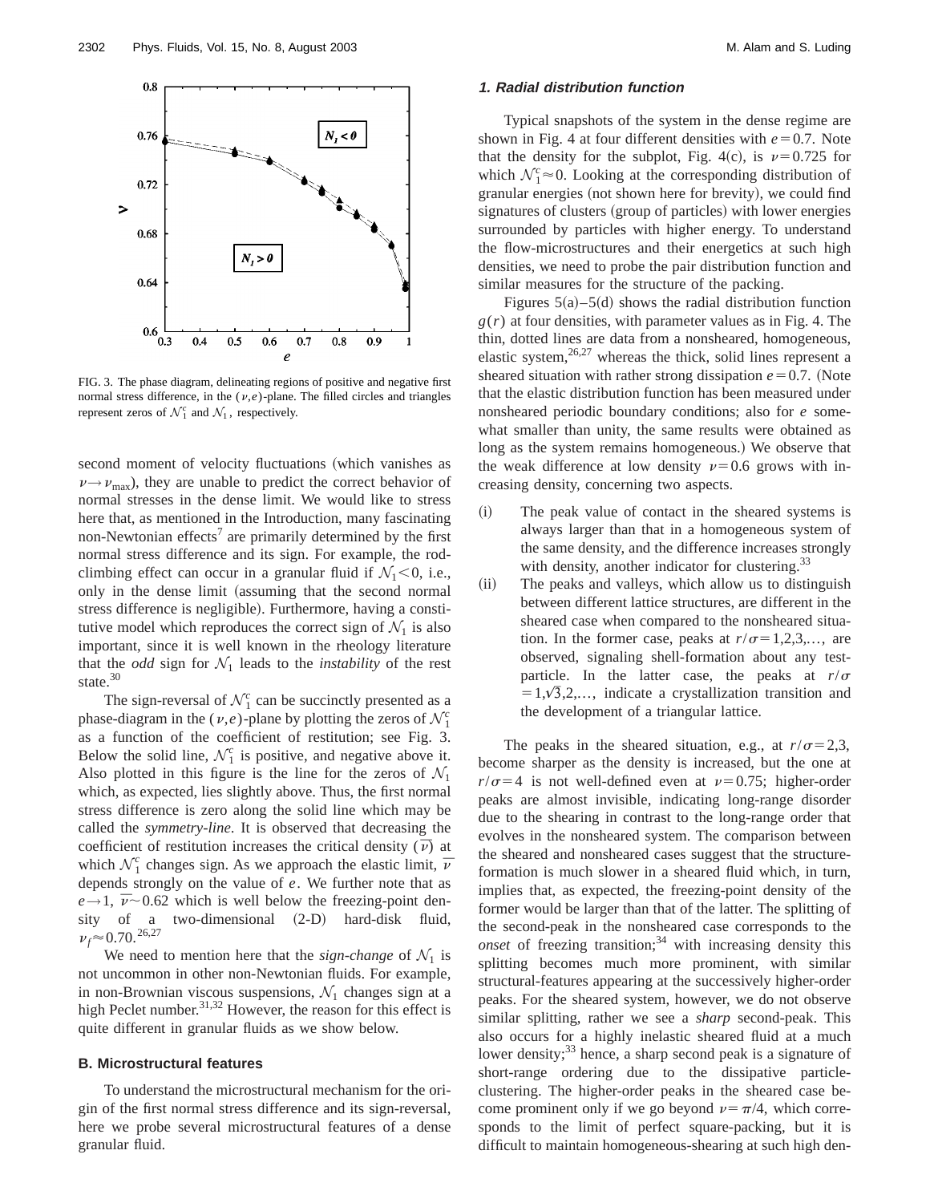FIG. 3. The phase diagram, delineating regions of positive and negative first normal stress difference, in the $(\nu,e)$-plane. The filled circles and triangles represent zeros of $\mathcal{N}_1^c$ and $\mathcal{N}_1$, respectively.

second moment of velocity fluctuations (which vanishes as $\nu \to \nu_{max}$), they are unable to predict the correct behavior of normal stresses in the dense limit. We would like to stress here that, as mentioned in the Introduction, many fascinating non-Newtonian effects[7] are primarily determined by the first normal stress difference and its sign. For example, the rod-climbing effect can occur in a granular fluid if $\mathcal{N}_1 < 0$, i.e., only in the dense limit (assuming that the second normal stress difference is negligible). Furthermore, having a constitutive model which reproduces the correct sign of $\mathcal{N}_1$ is also important, since it is well known in the rheology literature that the *odd* sign for $\mathcal{N}_1$ leads to the *instability* of the rest state.[30]

The sign-reversal of $\mathcal{N}_1^c$ can be succinctly presented as a phase-diagram in the $(\nu,e)$-plane by plotting the zeros of $\mathcal{N}_1^c$ as a function of the coefficient of restitution; see Fig. 3. Below the solid line, $\mathcal{N}_1^c$ is positive, and negative above it. Also plotted in this figure is the line for the zeros of $\mathcal{N}_1$ which, as expected, lies slightly above. Thus, the first normal stress difference is zero along the solid line which may be called the *symmetry-line*. It is observed that decreasing the coefficient of restitution increases the critical density $(\bar{\nu})$ at which $\mathcal{N}_1^c$ changes sign. As we approach the elastic limit, $\bar{\nu}$ depends strongly on the value of $e$. We further note that as $e \to 1$, $\bar{\nu} \sim 0.62$ which is well below the freezing-point density of a two-dimensional (2-D) hard-disk fluid, $\nu_f \approx 0.70$.[26,27]

We need to mention here that the *sign-change* of $\mathcal{N}_1$ is not uncommon in other non-Newtonian fluids. For example, in non-Brownian viscous suspensions, $\mathcal{N}_1$ changes sign at a high Peclet number.[31,32] However, the reason for this effect is quite different in granular fluids as we show below.

## B. Microstructural features

To understand the microstructural mechanism for the origin of the first normal stress difference and its sign-reversal, here we probe several microstructural features of a dense granular fluid.

### 1. Radial distribution function

Typical snapshots of the system in the dense regime are shown in Fig. 4 at four different densities with $e=0.7$. Note that the density for the subplot, Fig. 4(c), is $\nu=0.725$ for which $\mathcal{N}_1^c \approx 0$. Looking at the corresponding distribution of granular energies (not shown here for brevity), we could find signatures of clusters (group of particles) with lower energies surrounded by particles with higher energy. To understand the flow-microstructures and their energetics at such high densities, we need to probe the pair distribution function and similar measures for the structure of the packing.

Figures 5(a)–5(d) shows the radial distribution function $g(r)$ at four densities, with parameter values as in Fig. 4. The thin, dotted lines are data from a nonsheared, homogeneous, elastic system,[26,27] whereas the thick, solid lines represent a sheared situation with rather strong dissipation $e=0.7$. (Note that the elastic distribution function has been measured under nonsheared periodic boundary conditions; also for $e$ somewhat smaller than unity, the same results were obtained as long as the system remains homogeneous.) We observe that the weak difference at low density $\nu=0.6$ grows with increasing density, concerning two aspects.

(i) The peak value of contact in the sheared systems is always larger than that in a homogeneous system of the same density, and the difference increases strongly with density, another indicator for clustering.[33]

(ii) The peaks and valleys, which allow us to distinguish between different lattice structures, are different in the sheared case when compared to the nonsheared situation. In the former case, peaks at $r/\sigma = 1,2,3,\ldots$, are observed, signaling shell-formation about any test-particle. In the latter case, the peaks at $r/\sigma = 1,\sqrt{3},2,\ldots$, indicate a crystallization transition and the development of a triangular lattice.

The peaks in the sheared situation, e.g., at $r/\sigma=2,3$, become sharper as the density is increased, but the one at $r/\sigma=4$ is not well-defined even at $\nu=0.75$; higher-order peaks are almost invisible, indicating long-range disorder due to the shearing in contrast to the long-range order that evolves in the nonsheared system. The comparison between the sheared and nonsheared cases suggest that the structure-formation is much slower in a sheared fluid which, in turn, implies that, as expected, the freezing-point density of the former would be larger than that of the latter. The splitting of the second-peak in the nonsheared case corresponds to the *onset* of freezing transition;[34] with increasing density this splitting becomes much more prominent, with similar structural-features appearing at the successively higher-order peaks. For the sheared system, however, we do not observe similar splitting, rather we see a *sharp* second-peak. This also occurs for a highly inelastic sheared fluid at a much lower density;[33] hence, a sharp second peak is a signature of short-range ordering due to the dissipative particle-clustering. The higher-order peaks in the sheared case become prominent only if we go beyond $\nu=\pi/4$, which corresponds to the limit of perfect square-packing, but it is difficult to maintain homogeneous-shearing at such high den-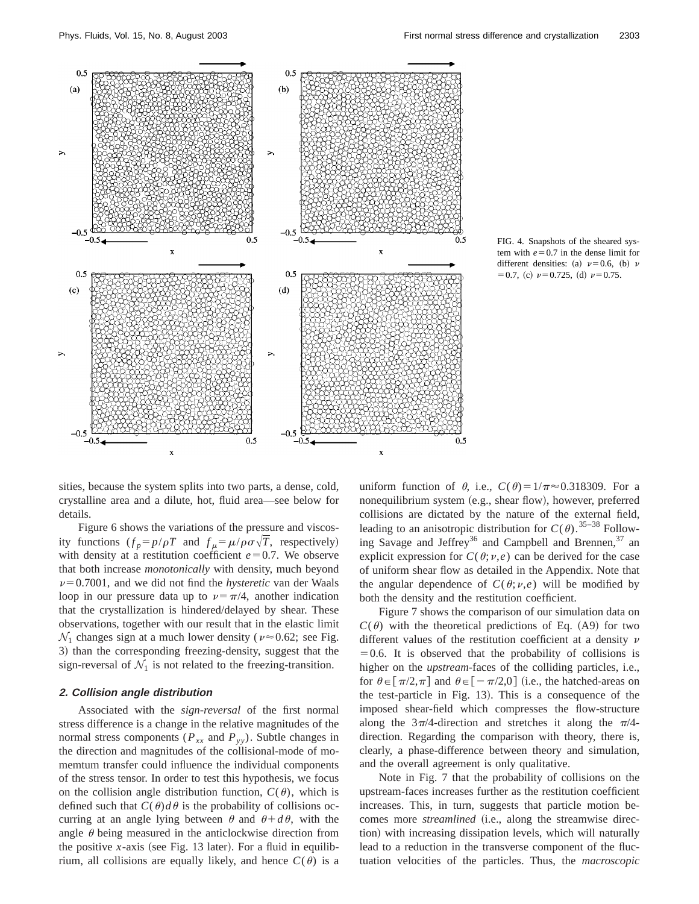FIG. 4. Snapshots of the sheared system with $e=0.7$ in the dense limit for different densities: (a) $\nu=0.6$, (b) $\nu=0.7$, (c) $\nu=0.725$, (d) $\nu=0.75$.

sities, because the system splits into two parts, a dense, cold, crystalline area and a dilute, hot, fluid area—see below for details.

Figure 6 shows the variations of the pressure and viscosity functions ($f_p = p/\rho T$ and $f_\mu = \mu/\rho\sigma\sqrt{T}$, respectively) with density at a restitution coefficient $e=0.7$. We observe that both increase *monotonically* with density, much beyond $\nu=0.7001$, and we did not find the *hysteretic* van der Waals loop in our pressure data up to $\nu=\pi/4$, another indication that the crystallization is hindered/delayed by shear. These observations, together with our result that in the elastic limit $\mathcal{N}_1$ changes sign at a much lower density ($\nu \approx 0.62$; see Fig. 3) than the corresponding freezing-density, suggest that the sign-reversal of $\mathcal{N}_1$ is not related to the freezing-transition.

### 2. Collision angle distribution

Associated with the *sign-reversal* of the first normal stress difference is a change in the relative magnitudes of the normal stress components ($P_{xx}$ and $P_{yy}$). Subtle changes in the direction and magnitudes of the collisional-mode of momentum transfer could influence the individual components of the stress tensor. In order to test this hypothesis, we focus on the collision angle distribution function, $C(\theta)$, which is defined such that $C(\theta)d\theta$ is the probability of collisions occurring at an angle lying between $\theta$ and $\theta+d\theta$, with the angle $\theta$ being measured in the anticlockwise direction from the positive $x$-axis (see Fig. 13 later). For a fluid in equilibrium, all collisions are equally likely, and hence $C(\theta)$ is a uniform function of $\theta$, i.e., $C(\theta)=1/\pi \approx 0.318309$. For a nonequilibrium system (e.g., shear flow), however, preferred collisions are dictated by the nature of the external field, leading to an anisotropic distribution for $C(\theta)$.[35–38] Following Savage and Jeffrey[36] and Campbell and Brennen,[37] an explicit expression for $C(\theta;\nu,e)$ can be derived for the case of uniform shear flow as detailed in the Appendix. Note that the angular dependence of $C(\theta;\nu,e)$ will be modified by both the density and the restitution coefficient.

Figure 7 shows the comparison of our simulation data on $C(\theta)$ with the theoretical predictions of Eq. (A9) for two different values of the restitution coefficient at a density $\nu=0.6$. It is observed that the probability of collisions is higher on the *upstream*-faces of the colliding particles, i.e., for $\theta \in [\pi/2,\pi]$ and $\theta \in [-\pi/2,0]$ (i.e., the hatched-areas on the test-particle in Fig. 13). This is a consequence of the imposed shear-field which compresses the flow-structure along the $3\pi/4$-direction and stretches it along the $\pi/4$-direction. Regarding the comparison with theory, there is, clearly, a phase-difference between theory and simulation, and the overall agreement is only qualitative.

Note in Fig. 7 that the probability of collisions on the upstream-faces increases further as the restitution coefficient increases. This, in turn, suggests that particle motion becomes more *streamlined* (i.e., along the streamwise direction) with increasing dissipation levels, which will naturally lead to a reduction in the transverse component of the fluctuation velocities of the particles. Thus, the *macroscopic*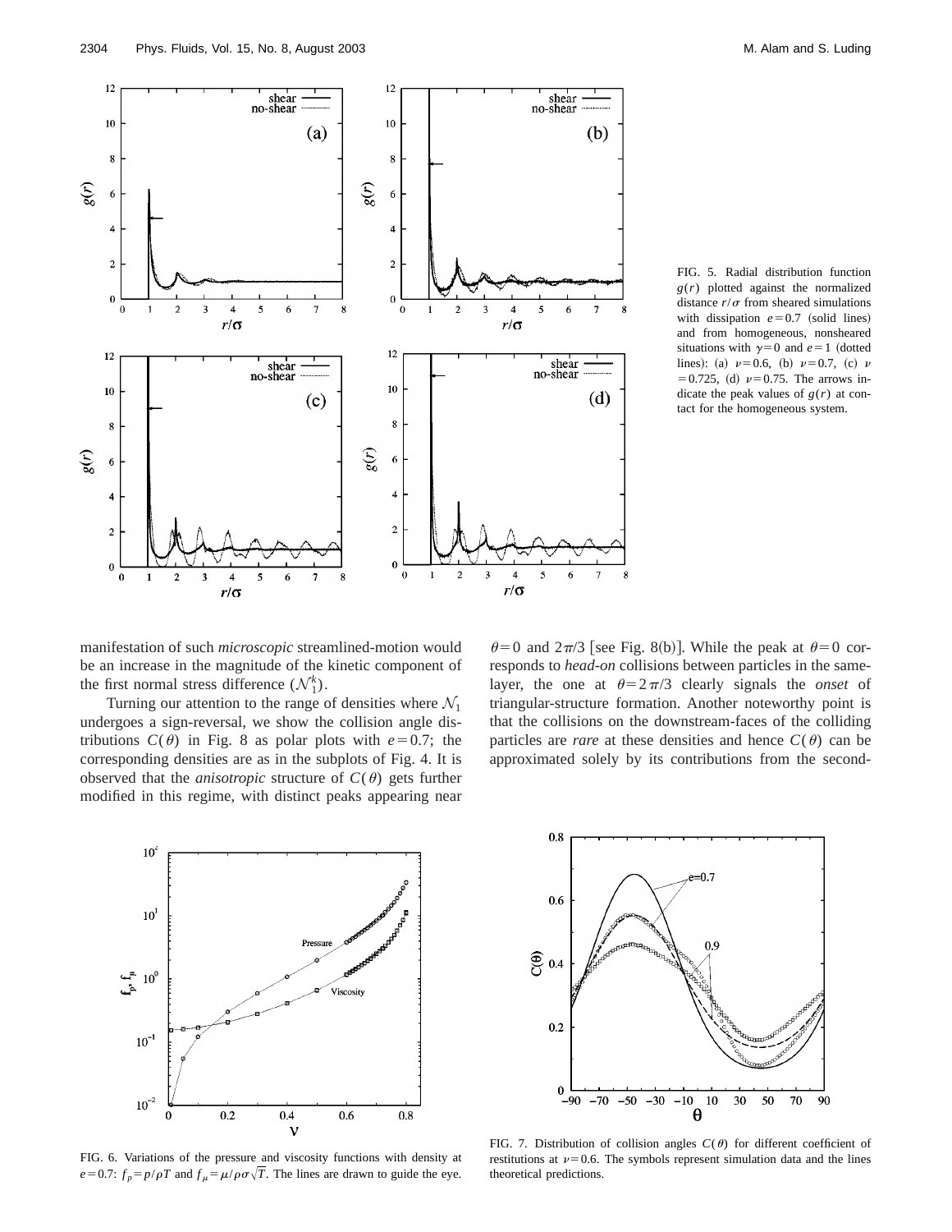FIG. 5. Radial distribution function $g(r)$ plotted against the normalized distance $r/\sigma$ from sheared simulations with dissipation $e=0.7$ (solid lines) and from homogeneous, nonsheared situations with $\gamma=0$ and $e=1$ (dotted lines): (a) $\nu=0.6$, (b) $\nu=0.7$, (c) $\nu=0.725$, (d) $\nu=0.75$. The arrows indicate the peak values of $g(r)$ at contact for the homogeneous system.

manifestation of such *microscopic* streamlined-motion would be an increase in the magnitude of the kinetic component of the first normal stress difference ($\mathcal{N}_1^k$).

Turning our attention to the range of densities where $\mathcal{N}_1$ undergoes a sign-reversal, we show the collision angle distributions $C(\theta)$ in Fig. 8 as polar plots with $e=0.7$; the corresponding densities are as in the subplots of Fig. 4. It is observed that the *anisotropic* structure of $C(\theta)$ gets further modified in this regime, with distinct peaks appearing near $\theta=0$ and $2\pi/3$ [see Fig. 8(b)]. While the peak at $\theta=0$ corresponds to *head-on* collisions between particles in the same-layer, the one at $\theta=2\pi/3$ clearly signals the *onset* of triangular-structure formation. Another noteworthy point is that the collisions on the downstream-faces of the colliding particles are *rare* at these densities and hence $C(\theta)$ can be approximated solely by its contributions from the second-

FIG. 6. Variations of the pressure and viscosity functions with density at $e=0.7$: $f_p = p/\rho T$ and $f_\mu = \mu/\rho\sigma\sqrt{T}$. The lines are drawn to guide the eye.

FIG. 7. Distribution of collision angles $C(\theta)$ for different coefficient of restitutions at $\nu=0.6$. The symbols represent simulation data and the lines theoretical predictions.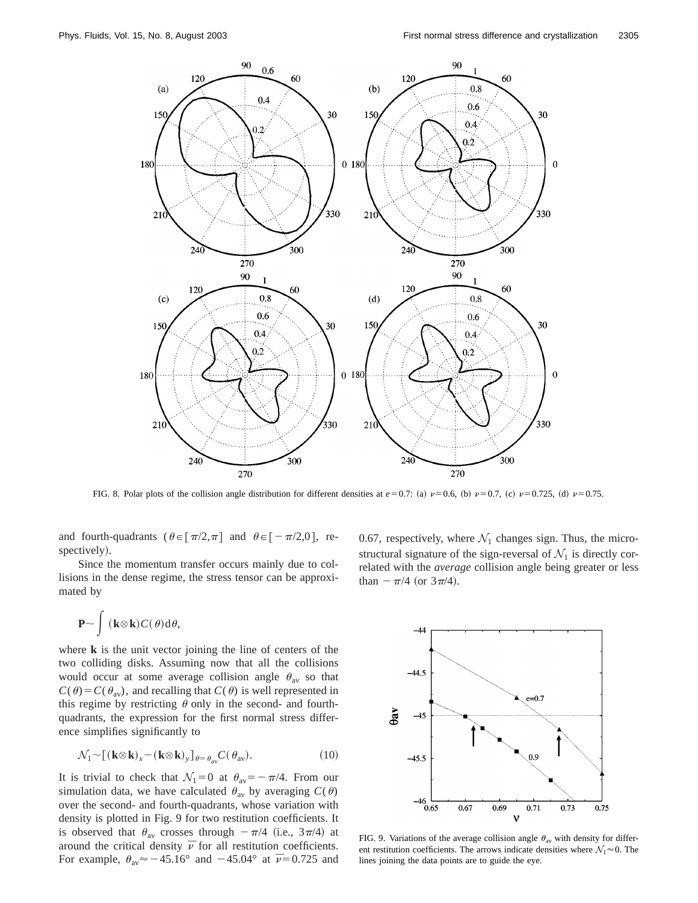FIG. 8. Polar plots of the collision angle distribution for different densities at $e=0.7$: (a) $\nu=0.6$, (b) $\nu=0.7$, (c) $\nu=0.725$, (d) $\nu=0.75$.

and fourth-quadrants ($\theta \in [\pi/2,\pi]$ and $\theta \in [-\pi/2,0]$, respectively).

Since the momentum transfer occurs mainly due to collisions in the dense regime, the stress tensor can be approximated by

$$\mathbf{P} \sim \int (\mathbf{k} \otimes \mathbf{k}) C(\theta) \mathrm{d}\theta,$$

where $\mathbf{k}$ is the unit vector joining the line of centers of the two colliding disks. Assuming now that all the collisions would occur at some average collision angle $\theta_{av}$ so that $C(\theta)=C(\theta_{av})$, and recalling that $C(\theta)$ is well represented in this regime by restricting $\theta$ only in the second- and fourth-quadrants, the expression for the first normal stress difference simplifies significantly to

$$\mathcal{N}_1 \sim [(\mathbf{k} \otimes \mathbf{k})_x - (\mathbf{k} \otimes \mathbf{k})_y]_{\theta=\theta_{av}} C(\theta_{av}). \tag{10}$$

It is trivial to check that $\mathcal{N}_1=0$ at $\theta_{av}=-\pi/4$. From our simulation data, we have calculated $\theta_{av}$ by averaging $C(\theta)$ over the second- and fourth-quadrants, whose variation with density is plotted in Fig. 9 for two restitution coefficients. It is observed that $\theta_{av}$ crosses through $-\pi/4$ (i.e., $3\pi/4$) at around the critical density $\bar{\nu}$ for all restitution coefficients. For example, $\theta_{av} \approx -45.16°$ and $-45.04°$ at $\bar{\nu}=0.725$ and 0.67, respectively, where $\mathcal{N}_1$ changes sign. Thus, the microstructural signature of the sign-reversal of $\mathcal{N}_1$ is directly correlated with the *average* collision angle being greater or less than $-\pi/4$ (or $3\pi/4$).

FIG. 9. Variations of the average collision angle $\theta_{av}$ with density for different restitution coefficients. The arrows indicate densities where $\mathcal{N}_1 \approx 0$. The lines joining the data points are to guide the eye.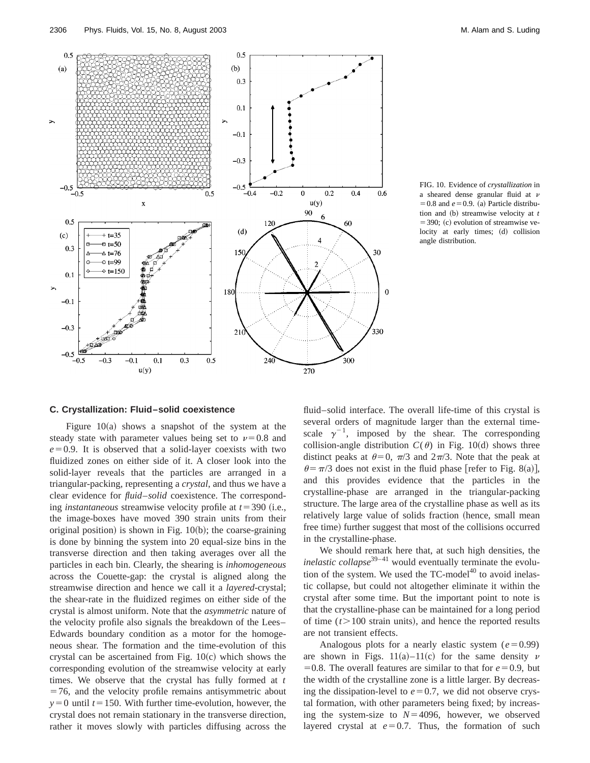FIG. 10. Evidence of *crystallization* in a sheared dense granular fluid at $\nu = 0.8$ and $e = 0.9$. (a) Particle distribution and (b) streamwise velocity at $t = 390$; (c) evolution of streamwise velocity at early times; (d) collision angle distribution.

### C. Crystallization: Fluid–solid coexistence

Figure 10(a) shows a snapshot of the system at the steady state with parameter values being set to $\nu = 0.8$ and $e = 0.9$. It is observed that a solid-layer coexists with two fluidized zones on either side of it. A closer look into the solid-layer reveals that the particles are arranged in a triangular-packing, representing a *crystal*, and thus we have a clear evidence for *fluid–solid* coexistence. The corresponding *instantaneous* streamwise velocity profile at $t = 390$ (i.e., the image-boxes have moved 390 strain units from their original position) is shown in Fig. 10(b); the coarse-graining is done by binning the system into 20 equal-size bins in the transverse direction and then taking averages over all the particles in each bin. Clearly, the shearing is *inhomogeneous* across the Couette-gap: the crystal is aligned along the streamwise direction and hence we call it a *layered*-crystal; the shear-rate in the fluidized regimes on either side of the crystal is almost uniform. Note that the *asymmetric* nature of the velocity profile also signals the breakdown of the Lees–Edwards boundary condition as a motor for the homogeneous shear. The formation and the time-evolution of this crystal can be ascertained from Fig. 10(c) which shows the corresponding evolution of the streamwise velocity at early times. We observe that the crystal has fully formed at $t = 76$, and the velocity profile remains antisymmetric about $y = 0$ until $t = 150$. With further time-evolution, however, the crystal does not remain stationary in the transverse direction, rather it moves slowly with particles diffusing across the fluid–solid interface. The overall life-time of this crystal is several orders of magnitude larger than the external time-scale $\gamma^{-1}$, imposed by the shear. The corresponding collision-angle distribution $C(\theta)$ in Fig. 10(d) shows three distinct peaks at $\theta = 0$, $\pi/3$ and $2\pi/3$. Note that the peak at $\theta = \pi/3$ does not exist in the fluid phase [refer to Fig. 8(a)], and this provides evidence that the particles in the crystalline-phase are arranged in the triangular-packing structure. The large area of the crystalline phase as well as its relatively large value of solids fraction (hence, small mean free time) further suggest that most of the collisions occurred in the crystalline-phase.

We should remark here that, at such high densities, the *inelastic collapse*[39–41] would eventually terminate the evolution of the system. We used the TC-model[40] to avoid inelastic collapse, but could not altogether eliminate it within the crystal after some time. But the important point to note is that the crystalline-phase can be maintained for a long period of time ($t > 100$ strain units), and hence the reported results are not transient effects.

Analogous plots for a nearly elastic system ($e = 0.99$) are shown in Figs. 11(a)–11(c) for the same density $\nu = 0.8$. The overall features are similar to that for $e = 0.9$, but the width of the crystalline zone is a little larger. By decreasing the dissipation-level to $e = 0.7$, we did not observe crystal formation, with other parameters being fixed; by increasing the system-size to $N = 4096$, however, we observed layered crystal at $e = 0.7$. Thus, the formation of such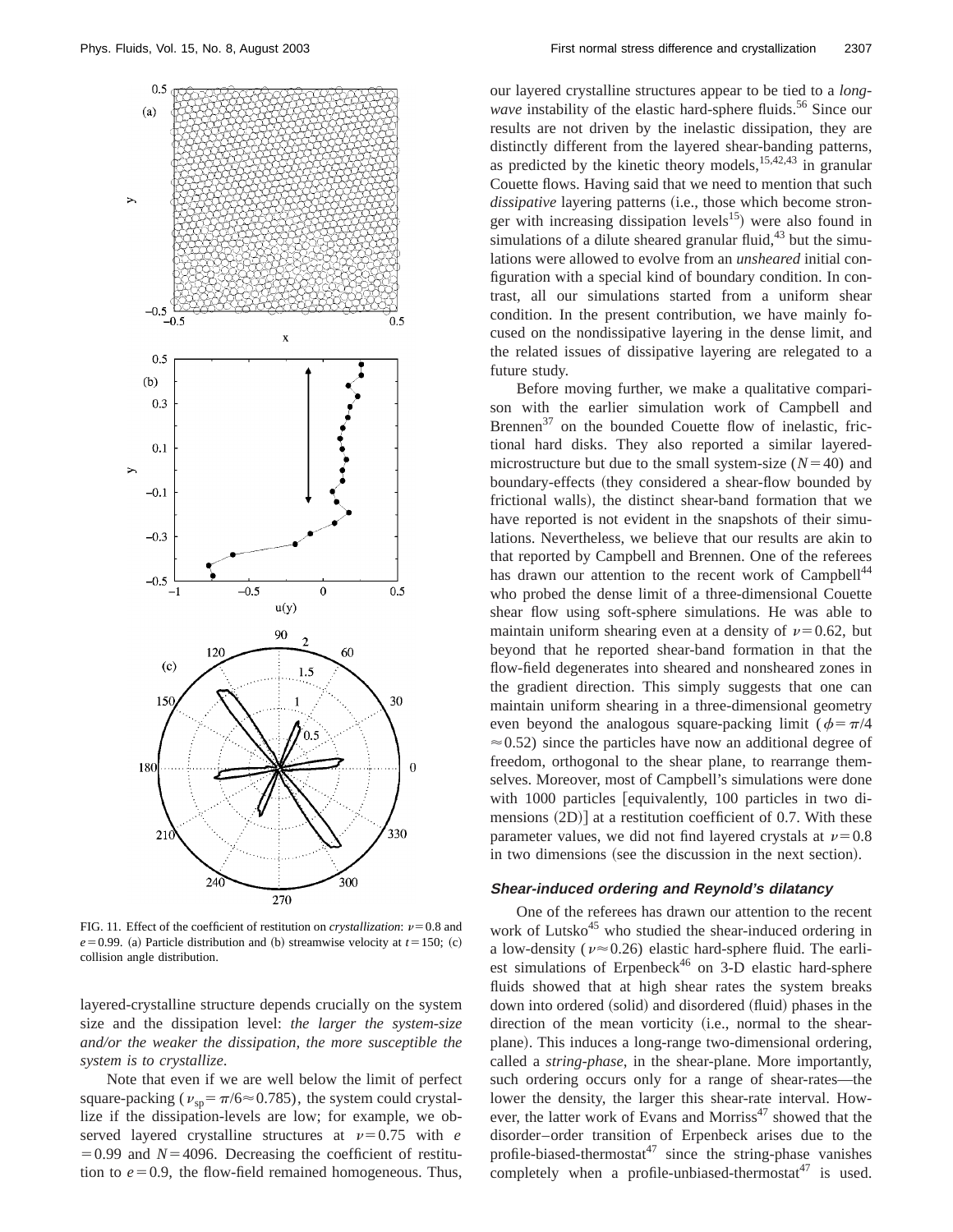FIG. 11. Effect of the coefficient of restitution on *crystallization*: $\nu = 0.8$ and $e = 0.99$. (a) Particle distribution and (b) streamwise velocity at $t = 150$; (c) collision angle distribution.

layered-crystalline structure depends crucially on the system size and the dissipation level: *the larger the system-size and/or the weaker the dissipation, the more susceptible the system is to crystallize*.

Note that even if we are well below the limit of perfect square-packing ($\nu_{sp} = \pi/6 \approx 0.785$), the system could crystallize if the dissipation-levels are low; for example, we observed layered crystalline structures at $\nu = 0.75$ with $e = 0.99$ and $N = 4096$. Decreasing the coefficient of restitution to $e = 0.9$, the flow-field remained homogeneous. Thus, our layered crystalline structures appear to be tied to a *long-wave* instability of the elastic hard-sphere fluids.[56] Since our results are not driven by the inelastic dissipation, they are distinctly different from the layered shear-banding patterns, as predicted by the kinetic theory models,[15,42,43] in granular Couette flows. Having said that we need to mention that such *dissipative* layering patterns (i.e., those which become stronger with increasing dissipation levels[15]) were also found in simulations of a dilute sheared granular fluid,[43] but the simulations were allowed to evolve from an *unsheared* initial configuration with a special kind of boundary condition. In contrast, all our simulations started from a uniform shear condition. In the present contribution, we have mainly focused on the nondissipative layering in the dense limit, and the related issues of dissipative layering are relegated to a future study.

Before moving further, we make a qualitative comparison with the earlier simulation work of Campbell and Brennen[37] on the bounded Couette flow of inelastic, frictional hard disks. They also reported a similar layered-microstructure but due to the small system-size ($N = 40$) and boundary-effects (they considered a shear-flow bounded by frictional walls), the distinct shear-band formation that we have reported is not evident in the snapshots of their simulations. Nevertheless, we believe that our results are akin to that reported by Campbell and Brennen. One of the referees has drawn our attention to the recent work of Campbell[44] who probed the dense limit of a three-dimensional Couette shear flow using soft-sphere simulations. He was able to maintain uniform shearing even at a density of $\nu = 0.62$, but beyond that he reported shear-band formation in that the flow-field degenerates into sheared and nonsheared zones in the gradient direction. This simply suggests that one can maintain uniform shearing in a three-dimensional geometry even beyond the analogous square-packing limit ($\phi = \pi/4 \approx 0.52$) since the particles have now an additional degree of freedom, orthogonal to the shear plane, to rearrange themselves. Moreover, most of Campbell's simulations were done with 1000 particles [equivalently, 100 particles in two dimensions (2D)] at a restitution coefficient of 0.7. With these parameter values, we did not find layered crystals at $\nu = 0.8$ in two dimensions (see the discussion in the next section).

### Shear-induced ordering and Reynold's dilatancy

One of the referees has drawn our attention to the recent work of Lutsko[45] who studied the shear-induced ordering in a low-density ($\nu \approx 0.26$) elastic hard-sphere fluid. The earliest simulations of Erpenbeck[46] on 3-D elastic hard-sphere fluids showed that at high shear rates the system breaks down into ordered (solid) and disordered (fluid) phases in the direction of the mean vorticity (i.e., normal to the shear-plane). This induces a long-range two-dimensional ordering, called a *string-phase*, in the shear-plane. More importantly, such ordering occurs only for a range of shear-rates—the lower the density, the larger this shear-rate interval. However, the latter work of Evans and Morriss[47] showed that the disorder–order transition of Erpenbeck arises due to the profile-biased-thermostat[47] since the string-phase vanishes completely when a profile-unbiased-thermostat[47] is used.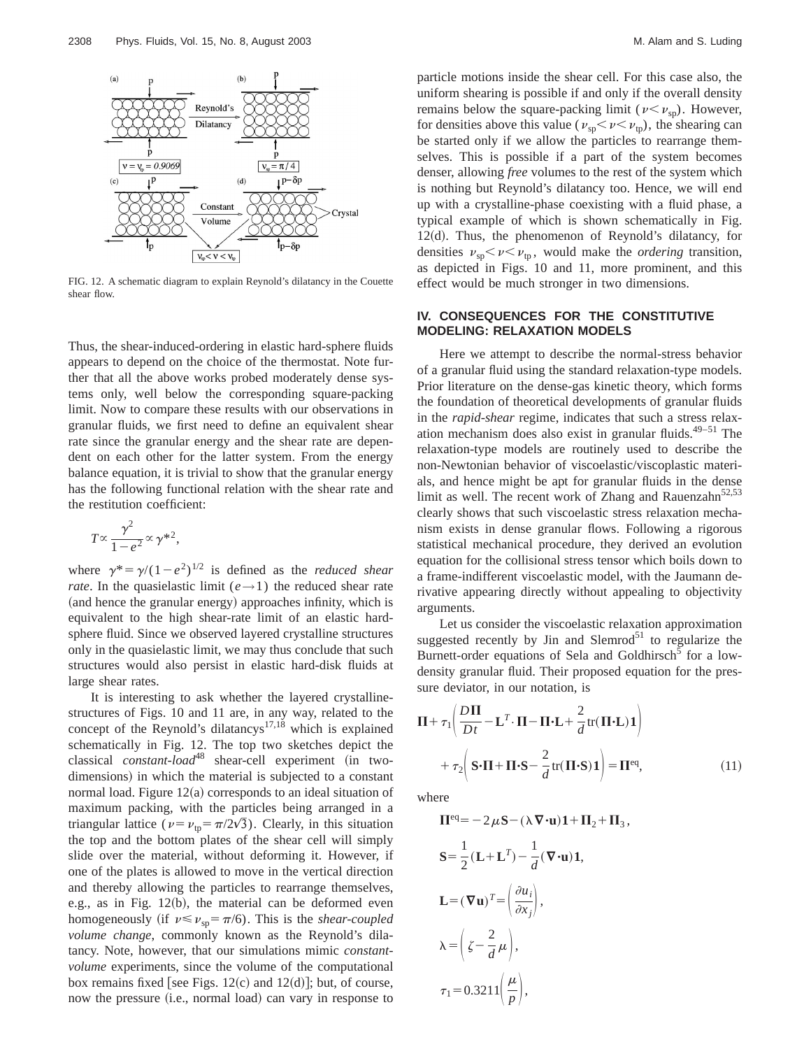FIG. 12. A schematic diagram to explain Reynold's dilatancy in the Couette shear flow.

Thus, the shear-induced-ordering in elastic hard-sphere fluids appears to depend on the choice of the thermostat. Note further that all the above works probed moderately dense systems only, well below the corresponding square-packing limit. Now to compare these results with our observations in granular fluids, we first need to define an equivalent shear rate since the granular energy and the shear rate are dependent on each other for the latter system. From the energy balance equation, it is trivial to show that the granular energy has the following functional relation with the shear rate and the restitution coefficient:

$$T \propto \frac{\gamma^2}{1-e^2} \propto \gamma^{*2},$$

where $\gamma^* = \gamma/(1-e^2)^{1/2}$ is defined as the *reduced shear rate*. In the quasielastic limit ($e \rightarrow 1$) the reduced shear rate (and hence the granular energy) approaches infinity, which is equivalent to the high shear-rate limit of an elastic hard-sphere fluid. Since we observed layered crystalline structures only in the quasielastic limit, we may thus conclude that such structures would also persist in elastic hard-disk fluids at large shear rates.

It is interesting to ask whether the layered crystalline-structures of Figs. 10 and 11 are, in any way, related to the concept of the Reynold's dilatancys[17,18] which is explained schematically in Fig. 12. The top two sketches depict the classical *constant-load*[48] shear-cell experiment (in two-dimensions) in which the material is subjected to a constant normal load. Figure 12(a) corresponds to an ideal situation of maximum packing, with the particles being arranged in a triangular lattice ($\nu = \nu_{tp} = \pi/2\sqrt{3}$). Clearly, in this situation the top and the bottom plates of the shear cell will simply slide over the material, without deforming it. However, if one of the plates is allowed to move in the vertical direction and thereby allowing the particles to rearrange themselves, e.g., as in Fig. 12(b), the material can be deformed even homogeneously (if $\nu \leqslant \nu_{sp} = \pi/6$). This is the *shear-coupled volume change*, commonly known as the Reynold's dilatancy. Note, however, that our simulations mimic *constant-volume* experiments, since the volume of the computational box remains fixed [see Figs. 12(c) and 12(d)]; but, of course, now the pressure (i.e., normal load) can vary in response to particle motions inside the shear cell. For this case also, the uniform shearing is possible if and only if the overall density remains below the square-packing limit ($\nu < \nu_{sp}$). However, for densities above this value ($\nu_{sp} < \nu < \nu_{tp}$), the shearing can be started only if we allow the particles to rearrange themselves. This is possible if a part of the system becomes denser, allowing *free* volumes to the rest of the system which is nothing but Reynold's dilatancy too. Hence, we will end up with a crystalline-phase coexisting with a fluid phase, a typical example of which is shown schematically in Fig. 12(d). Thus, the phenomenon of Reynold's dilatancy, for densities $\nu_{sp} < \nu < \nu_{tp}$, would make the *ordering* transition, as depicted in Figs. 10 and 11, more prominent, and this effect would be much stronger in two dimensions.

## IV. CONSEQUENCES FOR THE CONSTITUTIVE MODELING: RELAXATION MODELS

Here we attempt to describe the normal-stress behavior of a granular fluid using the standard relaxation-type models. Prior literature on the dense-gas kinetic theory, which forms the foundation of theoretical developments of granular fluids in the *rapid-shear* regime, indicates that such a stress relaxation mechanism does also exist in granular fluids.[49–51] The relaxation-type models are routinely used to describe the non-Newtonian behavior of viscoelastic/viscoplastic materials, and hence might be apt for granular fluids in the dense limit as well. The recent work of Zhang and Rauenzahn[52,53] clearly shows that such viscoelastic stress relaxation mechanism exists in dense granular flows. Following a rigorous statistical mechanical procedure, they derived an evolution equation for the collisional stress tensor which boils down to a frame-indifferent viscoelastic model, with the Jaumann derivative appearing directly without appealing to objectivity arguments.

Let us consider the viscoelastic relaxation approximation suggested recently by Jin and Slemrod[51] to regularize the Burnett-order equations of Sela and Goldhirsch[5] for a low-density granular fluid. Their proposed equation for the pressure deviator, in our notation, is

$$\mathbf{\Pi} + \tau_1\left(\frac{D\mathbf{\Pi}}{Dt} - \mathbf{L}^T\cdot\mathbf{\Pi} - \mathbf{\Pi}\cdot\mathbf{L} + \frac{2}{d}\mathrm{tr}(\mathbf{\Pi}\cdot\mathbf{L})\mathbf{1}\right) + \tau_2\left(\mathbf{S}\cdot\mathbf{\Pi} + \mathbf{\Pi}\cdot\mathbf{S} - \frac{2}{d}\mathrm{tr}(\mathbf{\Pi}\cdot\mathbf{S})\mathbf{1}\right) = \mathbf{\Pi}^{\mathrm{eq}}, \tag{11}$$

where

$$\mathbf{\Pi}^{\mathrm{eq}} = -2\mu\mathbf{S} - (\lambda\nabla\cdot\mathbf{u})\mathbf{1} + \mathbf{\Pi}_2 + \mathbf{\Pi}_3,$$

$$\mathbf{S} = \frac{1}{2}(\mathbf{L}+\mathbf{L}^T) - \frac{1}{d}(\nabla\cdot\mathbf{u})\mathbf{1},$$

$$\mathbf{L} = (\nabla\mathbf{u})^T = \left(\frac{\partial u_i}{\partial x_j}\right),$$

$$\lambda = \left(\zeta - \frac{2}{d}\mu\right),$$

$$\tau_1 = 0.3211\left(\frac{\mu}{p}\right),$$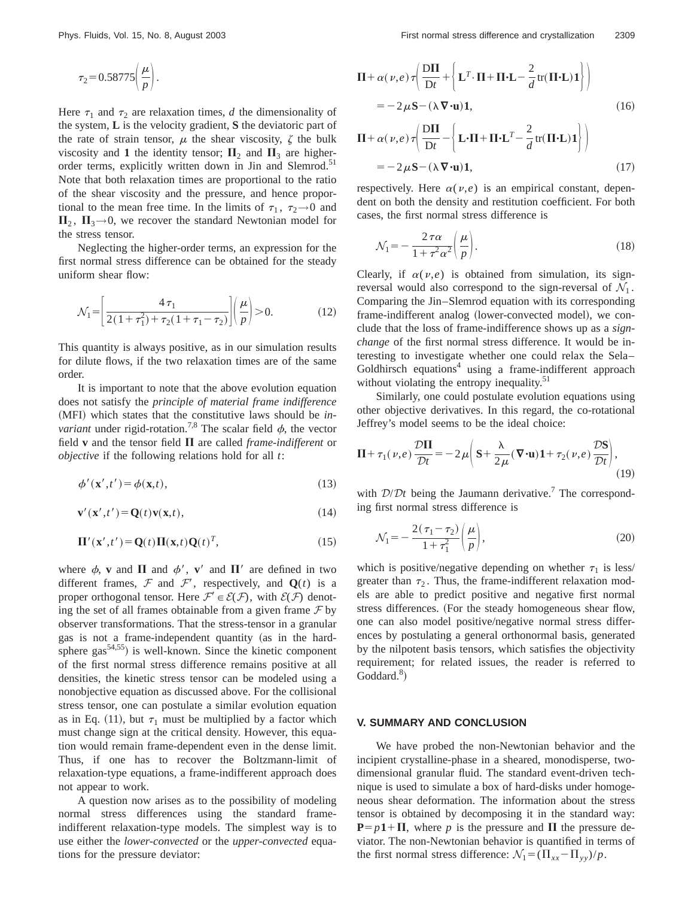$$\tau_2 = 0.58775\left(\frac{\mu}{p}\right).$$

Here $\tau_1$ and $\tau_2$ are relaxation times, $d$ the dimensionality of the system, $\mathbf{L}$ is the velocity gradient, $\mathbf{S}$ the deviatoric part of the rate of strain tensor, $\mu$ the shear viscosity, $\zeta$ the bulk viscosity and $\mathbf{1}$ the identity tensor; $\mathbf{\Pi}_2$ and $\mathbf{\Pi}_3$ are higher-order terms, explicitly written down in Jin and Slemrod.[51] Note that both relaxation times are proportional to the ratio of the shear viscosity and the pressure, and hence proportional to the mean free time. In the limits of $\tau_1,\ \tau_2 \rightarrow 0$ and $\mathbf{\Pi}_2,\ \mathbf{\Pi}_3 \rightarrow 0$, we recover the standard Newtonian model for the stress tensor.

Neglecting the higher-order terms, an expression for the first normal stress difference can be obtained for the steady uniform shear flow:

$$\mathcal{N}_1 = \left[\frac{4\tau_1}{2(1+\tau_1^2)+\tau_2(1+\tau_1-\tau_2)}\right]\left(\frac{\mu}{p}\right) > 0. \tag{12}$$

This quantity is always positive, as in our simulation results for dilute flows, if the two relaxation times are of the same order.

It is important to note that the above evolution equation does not satisfy the *principle of material frame indifference* (MFI) which states that the constitutive laws should be *invariant* under rigid-rotation.[7,8] The scalar field $\phi$, the vector field $\mathbf{v}$ and the tensor field $\mathbf{\Pi}$ are called *frame-indifferent* or *objective* if the following relations hold for all $t$:

$$\phi'(\mathbf{x}', t') = \phi(\mathbf{x}, t), \tag{13}$$

$$\mathbf{v}'(\mathbf{x}', t') = \mathbf{Q}(t)\mathbf{v}(\mathbf{x}, t), \tag{14}$$

$$\mathbf{\Pi}'(\mathbf{x}', t') = \mathbf{Q}(t)\mathbf{\Pi}(\mathbf{x}, t)\mathbf{Q}(t)^T, \tag{15}$$

where $\phi$, $\mathbf{v}$ and $\mathbf{\Pi}$ and $\phi'$, $\mathbf{v}'$ and $\mathbf{\Pi}'$ are defined in two different frames, $\mathcal{F}$ and $\mathcal{F}'$, respectively, and $\mathbf{Q}(t)$ is a proper orthogonal tensor. Here $\mathcal{F}' \in \mathcal{E}(\mathcal{F})$, with $\mathcal{E}(\mathcal{F})$ denoting the set of all frames obtainable from a given frame $\mathcal{F}$ by observer transformations. That the stress-tensor in a granular gas is not a frame-independent quantity (as in the hard-sphere gas[54,55]) is well-known. Since the kinetic component of the first normal stress difference remains positive at all densities, the kinetic stress tensor can be modeled using a nonobjective equation as discussed above. For the collisional stress tensor, one can postulate a similar evolution equation as in Eq. (11), but $\tau_1$ must be multiplied by a factor which must change sign at the critical density. However, this equation would remain frame-dependent even in the dense limit. Thus, if one has to recover the Boltzmann-limit of relaxation-type equations, a frame-indifferent approach does not appear to work.

A question now arises as to the possibility of modeling normal stress differences using the standard frame-indifferent relaxation-type models. The simplest way is to use either the *lower-convected* or the *upper-convected* equations for the pressure deviator:

$$\mathbf{\Pi} + \alpha(\nu,e)\tau\left(\frac{\mathrm{D}\mathbf{\Pi}}{\mathrm{D}t} + \left\{\mathbf{L}^T\cdot\mathbf{\Pi} + \mathbf{\Pi}\cdot\mathbf{L} - \frac{2}{d}\mathrm{tr}(\mathbf{\Pi}\cdot\mathbf{L})\mathbf{1}\right\}\right) = -2\mu\mathbf{S} - (\lambda\nabla\cdot\mathbf{u})\mathbf{1}, \tag{16}$$

$$\mathbf{\Pi} + \alpha(\nu,e)\tau\left(\frac{\mathrm{D}\mathbf{\Pi}}{\mathrm{D}t} - \left\{\mathbf{L}\cdot\mathbf{\Pi} + \mathbf{\Pi}\cdot\mathbf{L}^T - \frac{2}{d}\mathrm{tr}(\mathbf{\Pi}\cdot\mathbf{L})\mathbf{1}\right\}\right) = -2\mu\mathbf{S} - (\lambda\nabla\cdot\mathbf{u})\mathbf{1}, \tag{17}$$

respectively. Here $\alpha(\nu,e)$ is an empirical constant, dependent on both the density and restitution coefficient. For both cases, the first normal stress difference is

$$\mathcal{N}_1 = -\frac{2\tau\alpha}{1+\tau^2\alpha^2}\left(\frac{\mu}{p}\right). \tag{18}$$

Clearly, if $\alpha(\nu,e)$ is obtained from simulation, its sign-reversal would also correspond to the sign-reversal of $\mathcal{N}_1$. Comparing the Jin–Slemrod equation with its corresponding frame-indifferent analog (lower-convected model), we conclude that the loss of frame-indifference shows up as a *sign-change* of the first normal stress difference. It would be interesting to investigate whether one could relax the Sela–Goldhirsch equations[4] using a frame-indifferent approach without violating the entropy inequality.[51]

Similarly, one could postulate evolution equations using other objective derivatives. In this regard, the co-rotational Jeffrey's model seems to be the ideal choice:

$$\mathbf{\Pi} + \tau_1(\nu,e)\frac{\mathcal{D}\mathbf{\Pi}}{\mathcal{D}t} = -2\mu\left(\mathbf{S} + \frac{\lambda}{2\mu}(\nabla\cdot\mathbf{u})\mathbf{1} + \tau_2(\nu,e)\frac{\mathcal{D}\mathbf{S}}{\mathcal{D}t}\right), \tag{19}$$

with $\mathcal{D}/\mathcal{D}t$ being the Jaumann derivative.[7] The corresponding first normal stress difference is

$$\mathcal{N}_1 = -\frac{2(\tau_1-\tau_2)}{1+\tau_1^2}\left(\frac{\mu}{p}\right), \tag{20}$$

which is positive/negative depending on whether $\tau_1$ is less/greater than $\tau_2$. Thus, the frame-indifferent relaxation models are able to predict positive and negative first normal stress differences. (For the steady homogeneous shear flow, one can also model positive/negative normal stress differences by postulating a general orthonormal basis, generated by the nilpotent basis tensors, which satisfies the objectivity requirement; for related issues, the reader is referred to Goddard.[8])

## V. SUMMARY AND CONCLUSION

We have probed the non-Newtonian behavior and the incipient crystalline-phase in a sheared, monodisperse, two-dimensional granular fluid. The standard event-driven technique is used to simulate a box of hard-disks under homogeneous shear deformation. The information about the stress tensor is obtained by decomposing it in the standard way: $\mathbf{P} = p\mathbf{1} + \mathbf{\Pi}$, where $p$ is the pressure and $\mathbf{\Pi}$ the pressure deviator. The non-Newtonian behavior is quantified in terms of the first normal stress difference: $\mathcal{N}_1 = (\Pi_{xx} - \Pi_{yy})/p$.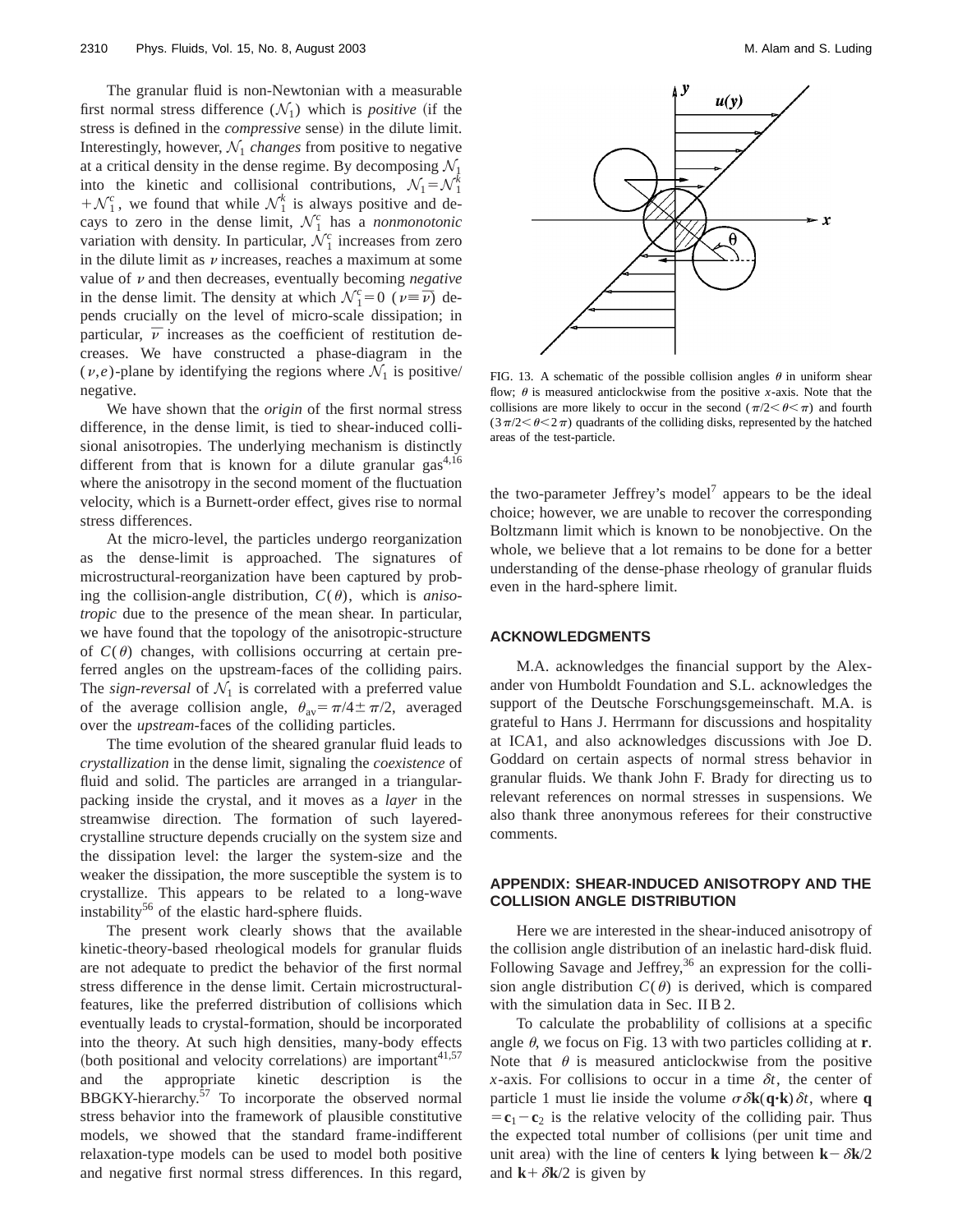The granular fluid is non-Newtonian with a measurable first normal stress difference ($\mathcal{N}_1$) which is *positive* (if the stress is defined in the *compressive* sense) in the dilute limit. Interestingly, however, $\mathcal{N}_1$ *changes* from positive to negative at a critical density in the dense regime. By decomposing $\mathcal{N}_1$ into the kinetic and collisional contributions, $\mathcal{N}_1 = \mathcal{N}_1^k + \mathcal{N}_1^c$, we found that while $\mathcal{N}_1^k$ is always positive and decays to zero in the dense limit, $\mathcal{N}_1^c$ has a *nonmonotonic* variation with density. In particular, $\mathcal{N}_1^c$ increases from zero in the dilute limit as $\nu$ increases, reaches a maximum at some value of $\nu$ and then decreases, eventually becoming *negative* in the dense limit. The density at which $\mathcal{N}_1^c = 0$ ($\nu \equiv \bar{\nu}$) depends crucially on the level of micro-scale dissipation; in particular, $\bar{\nu}$ increases as the coefficient of restitution decreases. We have constructed a phase-diagram in the $(\nu, e)$-plane by identifying the regions where $\mathcal{N}_1$ is positive/negative.

We have shown that the *origin* of the first normal stress difference, in the dense limit, is tied to shear-induced collisional anisotropies. The underlying mechanism is distinctly different from that is known for a dilute granular gas[4,16] where the anisotropy in the second moment of the fluctuation velocity, which is a Burnett-order effect, gives rise to normal stress differences.

At the micro-level, the particles undergo reorganization as the dense-limit is approached. The signatures of microstructural-reorganization have been captured by probing the collision-angle distribution, $C(\theta)$, which is *anisotropic* due to the presence of the mean shear. In particular, we have found that the topology of the anisotropic-structure of $C(\theta)$ changes, with collisions occurring at certain preferred angles on the upstream-faces of the colliding pairs. The *sign-reversal* of $\mathcal{N}_1$ is correlated with a preferred value of the average collision angle, $\theta_{\rm av} = \pi/4 \pm \pi/2$, averaged over the *upstream*-faces of the colliding particles.

The time evolution of the sheared granular fluid leads to *crystallization* in the dense limit, signaling the *coexistence* of fluid and solid. The particles are arranged in a triangular-packing inside the crystal, and it moves as a *layer* in the streamwise direction. The formation of such layered-crystalline structure depends crucially on the system size and the dissipation level: the larger the system-size and the weaker the dissipation, the more susceptible the system is to crystallize. This appears to be related to a long-wave instability[56] of the elastic hard-sphere fluids.

The present work clearly shows that the available kinetic-theory-based rheological models for granular fluids are not adequate to predict the behavior of the first normal stress difference in the dense limit. Certain microstructural-features, like the preferred distribution of collisions which eventually leads to crystal-formation, should be incorporated into the theory. At such high densities, many-body effects (both positional and velocity correlations) are important[41,57] and the appropriate kinetic description is the BBGKY-hierarchy.[57] To incorporate the observed normal stress behavior into the framework of plausible constitutive models, we showed that the standard frame-indifferent relaxation-type models can be used to model both positive and negative first normal stress differences. In this regard, the two-parameter Jeffrey's model[7] appears to be the ideal choice; however, we are unable to recover the corresponding Boltzmann limit which is known to be nonobjective. On the whole, we believe that a lot remains to be done for a better understanding of the dense-phase rheology of granular fluids even in the hard-sphere limit.

FIG. 13. A schematic of the possible collision angles $\theta$ in uniform shear flow; $\theta$ is measured anticlockwise from the positive $x$-axis. Note that the collisions are more likely to occur in the second ($\pi/2 < \theta < \pi$) and fourth ($3\pi/2 < \theta < 2\pi$) quadrants of the colliding disks, represented by the hatched areas of the test-particle.

## ACKNOWLEDGMENTS

M.A. acknowledges the financial support by the Alexander von Humboldt Foundation and S.L. acknowledges the support of the Deutsche Forschungsgemeinschaft. M.A. is grateful to Hans J. Herrmann for discussions and hospitality at ICA1, and also acknowledges discussions with Joe D. Goddard on certain aspects of normal stress behavior in granular fluids. We thank John F. Brady for directing us to relevant references on normal stresses in suspensions. We also thank three anonymous referees for their constructive comments.

## APPENDIX: SHEAR-INDUCED ANISOTROPY AND THE COLLISION ANGLE DISTRIBUTION

Here we are interested in the shear-induced anisotropy of the collision angle distribution of an inelastic hard-disk fluid. Following Savage and Jeffrey,[36] an expression for the collision angle distribution $C(\theta)$ is derived, which is compared with the simulation data in Sec. II B 2.

To calculate the probablility of collisions at a specific angle $\theta$, we focus on Fig. 13 with two particles colliding at $\mathbf{r}$. Note that $\theta$ is measured anticlockwise from the positive $x$-axis. For collisions to occur in a time $\delta t$, the center of particle 1 must lie inside the volume $\sigma \delta \mathbf{k} (\mathbf{q} \cdot \mathbf{k}) \delta t$, where $\mathbf{q} = \mathbf{c}_1 - \mathbf{c}_2$ is the relative velocity of the colliding pair. Thus the expected total number of collisions (per unit time and unit area) with the line of centers $\mathbf{k}$ lying between $\mathbf{k} - \delta \mathbf{k}/2$ and $\mathbf{k} + \delta \mathbf{k}/2$ is given by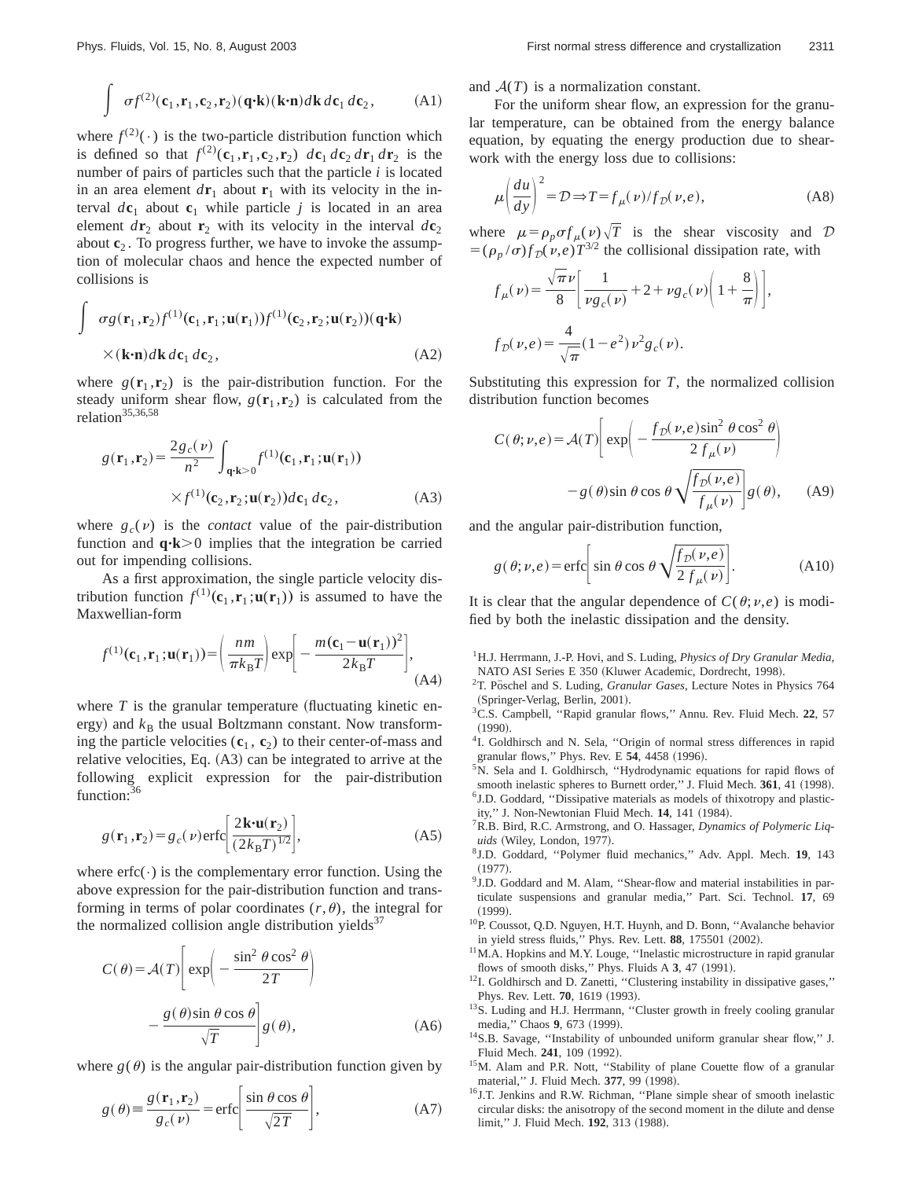$$\int \sigma f^{(2)}(\mathbf{c}_1,\mathbf{r}_1,\mathbf{c}_2,\mathbf{r}_2)(\mathbf{q}\cdot\mathbf{k})(\mathbf{k}\cdot\mathbf{n})d\mathbf{k}\,d\mathbf{c}_1\,d\mathbf{c}_2, \tag{A1}$$

where $f^{(2)}(\cdot)$ is the two-particle distribution function which is defined so that $f^{(2)}(\mathbf{c}_1,\mathbf{r}_1,\mathbf{c}_2,\mathbf{r}_2)\ d\mathbf{c}_1\,d\mathbf{c}_2\,d\mathbf{r}_1\,d\mathbf{r}_2$ is the number of pairs of particles such that the particle $i$ is located in an area element $d\mathbf{r}_1$ about $\mathbf{r}_1$ with its velocity in the interval $d\mathbf{c}_1$ about $\mathbf{c}_1$ while particle $j$ is located in an area element $d\mathbf{r}_2$ about $\mathbf{r}_2$ with its velocity in the interval $d\mathbf{c}_2$ about $\mathbf{c}_2$. To progress further, we have to invoke the assumption of molecular chaos and hence the expected number of collisions is

$$\int \sigma g(\mathbf{r}_1,\mathbf{r}_2)f^{(1)}(\mathbf{c}_1,\mathbf{r}_1;\mathbf{u}(\mathbf{r}_1))f^{(1)}(\mathbf{c}_2,\mathbf{r}_2;\mathbf{u}(\mathbf{r}_2))(\mathbf{q}\cdot\mathbf{k}) \times(\mathbf{k}\cdot\mathbf{n})d\mathbf{k}\,d\mathbf{c}_1\,d\mathbf{c}_2, \tag{A2}$$

where $g(\mathbf{r}_1,\mathbf{r}_2)$ is the pair-distribution function. For the steady uniform shear flow, $g(\mathbf{r}_1,\mathbf{r}_2)$ is calculated from the relation[35,36,58]

$$g(\mathbf{r}_1,\mathbf{r}_2)=\frac{2g_c(\nu)}{n^2}\int_{\mathbf{q}\cdot\mathbf{k}>0} f^{(1)}(\mathbf{c}_1,\mathbf{r}_1;\mathbf{u}(\mathbf{r}_1)) \times f^{(1)}(\mathbf{c}_2,\mathbf{r}_2;\mathbf{u}(\mathbf{r}_2))d\mathbf{c}_1\,d\mathbf{c}_2, \tag{A3}$$

where $g_c(\nu)$ is the *contact* value of the pair-distribution function and $\mathbf{q}\cdot\mathbf{k}>0$ implies that the integration be carried out for impending collisions.

As a first approximation, the single particle velocity distribution function $f^{(1)}(\mathbf{c}_1,\mathbf{r}_1;\mathbf{u}(\mathbf{r}_1))$ is assumed to have the Maxwellian-form

$$f^{(1)}(\mathbf{c}_1,\mathbf{r}_1;\mathbf{u}(\mathbf{r}_1))=\left(\frac{nm}{\pi k_B T}\right)\exp\left[-\frac{m(\mathbf{c}_1-\mathbf{u}(\mathbf{r}_1))^2}{2k_B T}\right], \tag{A4}$$

where $T$ is the granular temperature (fluctuating kinetic energy) and $k_B$ the usual Boltzmann constant. Now transforming the particle velocities $(\mathbf{c}_1,\ \mathbf{c}_2)$ to their center-of-mass and relative velocities, Eq. (A3) can be integrated to arrive at the following explicit expression for the pair-distribution function:[36]

$$g(\mathbf{r}_1,\mathbf{r}_2)=g_c(\nu)\operatorname{erfc}\left[\frac{2\mathbf{k}\cdot\mathbf{u}(\mathbf{r}_2)}{(2k_B T)^{1/2}}\right], \tag{A5}$$

where $\operatorname{erfc}(\cdot)$ is the complementary error function. Using the above expression for the pair-distribution function and transforming in terms of polar coordinates $(r,\theta)$, the integral for the normalized collision angle distribution yields[37]

$$C(\theta)=\mathcal{A}(T)\left[\exp\left(-\frac{\sin^2\theta\cos^2\theta}{2T}\right)-\frac{g(\theta)\sin\theta\cos\theta}{\sqrt{T}}\right]g(\theta), \tag{A6}$$

where $g(\theta)$ is the angular pair-distribution function given by

$$g(\theta)\equiv\frac{g(\mathbf{r}_1,\mathbf{r}_2)}{g_c(\nu)}=\operatorname{erfc}\left[\frac{\sin\theta\cos\theta}{\sqrt{2T}}\right], \tag{A7}$$

and $\mathcal{A}(T)$ is a normalization constant.

For the uniform shear flow, an expression for the granular temperature, can be obtained from the energy balance equation, by equating the energy production due to shear-work with the energy loss due to collisions:

$$\mu\left(\frac{du}{dy}\right)^2=\mathcal{D}\Rightarrow T=f_\mu(\nu)/f_{\mathcal{D}}(\nu,e), \tag{A8}$$

where $\mu=\rho_p\sigma f_\mu(\nu)\sqrt{T}$ is the shear viscosity and $\mathcal{D}=(\rho_p/\sigma)f_{\mathcal{D}}(\nu,e)T^{3/2}$ the collisional dissipation rate, with

$$f_\mu(\nu)=\frac{\sqrt{\pi}\nu}{8}\left[\frac{1}{\nu g_c(\nu)}+2+\nu g_c(\nu)\left(1+\frac{8}{\pi}\right)\right],$$

$$f_{\mathcal{D}}(\nu,e)=\frac{4}{\sqrt{\pi}}(1-e^2)\nu^2 g_c(\nu).$$

Substituting this expression for $T$, the normalized collision distribution function becomes

$$C(\theta;\nu,e)=\mathcal{A}(T)\left[\exp\left(-\frac{f_{\mathcal{D}}(\nu,e)\sin^2\theta\cos^2\theta}{2f_\mu(\nu)}\right)-g(\theta)\sin\theta\cos\theta\sqrt{\frac{f_{\mathcal{D}}(\nu,e)}{f_\mu(\nu)}}\right]g(\theta), \tag{A9}$$

and the angular pair-distribution function,

$$g(\theta;\nu,e)=\operatorname{erfc}\left[\sin\theta\cos\theta\sqrt{\frac{f_{\mathcal{D}}(\nu,e)}{2f_\mu(\nu)}}\right]. \tag{A10}$$

It is clear that the angular dependence of $C(\theta;\nu,e)$ is modified by both the inelastic dissipation and the density.

1. H.J. Herrmann, J.-P. Hovi, and S. Luding, *Physics of Dry Granular Media*, NATO ASI Series E 350 (Kluwer Academic, Dordrecht, 1998).
2. T. Pöschel and S. Luding, *Granular Gases*, Lecture Notes in Physics 764 (Springer-Verlag, Berlin, 2001).
3. C.S. Campbell, "Rapid granular flows," Annu. Rev. Fluid Mech. **22**, 57 (1990).
4. I. Goldhirsch and N. Sela, "Origin of normal stress differences in rapid granular flows," Phys. Rev. E **54**, 4458 (1996).
5. N. Sela and I. Goldhirsch, "Hydrodynamic equations for rapid flows of smooth inelastic spheres to Burnett order," J. Fluid Mech. **361**, 41 (1998).
6. J.D. Goddard, "Dissipative materials as models of thixotropy and plasticity," J. Non-Newtonian Fluid Mech. **14**, 141 (1984).
7. R.B. Bird, R.C. Armstrong, and O. Hassager, *Dynamics of Polymeric Liquids* (Wiley, London, 1977).
8. J.D. Goddard, "Polymer fluid mechanics," Adv. Appl. Mech. **19**, 143 (1977).
9. J.D. Goddard and M. Alam, "Shear-flow and material instabilities in particulate suspensions and granular media," Part. Sci. Technol. **17**, 69 (1999).
10. P. Coussot, Q.D. Nguyen, H.T. Huynh, and D. Bonn, "Avalanche behavior in yield stress fluids," Phys. Rev. Lett. **88**, 175501 (2002).
11. M.A. Hopkins and M.Y. Louge, "Inelastic microstructure in rapid granular flows of smooth disks," Phys. Fluids A **3**, 47 (1991).
12. I. Goldhirsch and D. Zanetti, "Clustering instability in dissipative gases," Phys. Rev. Lett. **70**, 1619 (1993).
13. S. Luding and H.J. Herrmann, "Cluster growth in freely cooling granular media," Chaos **9**, 673 (1999).
14. S.B. Savage, "Instability of unbounded uniform granular shear flow," J. Fluid Mech. **241**, 109 (1992).
15. M. Alam and P.R. Nott, "Stability of plane Couette flow of a granular material," J. Fluid Mech. **377**, 99 (1998).
16. J.T. Jenkins and R.W. Richman, "Plane simple shear of smooth inelastic circular disks: the anisotropy of the second moment in the dilute and dense limit," J. Fluid Mech. **192**, 313 (1988).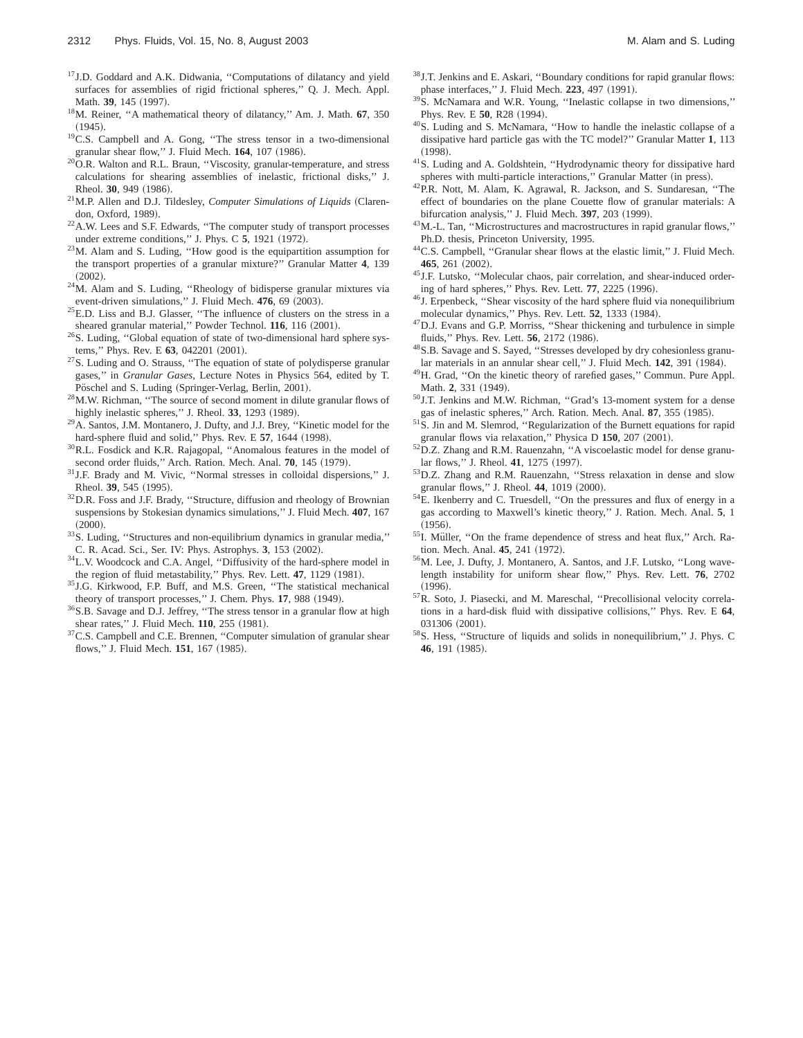[17] J.D. Goddard and A.K. Didwania, ''Computations of dilatancy and yield surfaces for assemblies of rigid frictional spheres,'' Q. J. Mech. Appl. Math. **39**, 145 (1997).

[18] M. Reiner, ''A mathematical theory of dilatancy,'' Am. J. Math. **67**, 350 (1945).

[19] C.S. Campbell and A. Gong, ''The stress tensor in a two-dimensional granular shear flow,'' J. Fluid Mech. **164**, 107 (1986).

[20] O.R. Walton and R.L. Braun, ''Viscosity, granular-temperature, and stress calculations for shearing assemblies of inelastic, frictional disks,'' J. Rheol. **30**, 949 (1986).

[21] M.P. Allen and D.J. Tildesley, *Computer Simulations of Liquids* (Clarendon, Oxford, 1989).

[22] A.W. Lees and S.F. Edwards, ''The computer study of transport processes under extreme conditions,'' J. Phys. C **5**, 1921 (1972).

[23] M. Alam and S. Luding, ''How good is the equipartition assumption for the transport properties of a granular mixture?'' Granular Matter **4**, 139 (2002).

[24] M. Alam and S. Luding, ''Rheology of bidisperse granular mixtures via event-driven simulations,'' J. Fluid Mech. **476**, 69 (2003).

[25] E.D. Liss and B.J. Glasser, ''The influence of clusters on the stress in a sheared granular material,'' Powder Technol. **116**, 116 (2001).

[26] S. Luding, ''Global equation of state of two-dimensional hard sphere systems,'' Phys. Rev. E **63**, 042201 (2001).

[27] S. Luding and O. Strauss, ''The equation of state of polydisperse granular gases,'' in *Granular Gases*, Lecture Notes in Physics 564, edited by T. Pöschel and S. Luding (Springer-Verlag, Berlin, 2001).

[28] M.W. Richman, ''The source of second moment in dilute granular flows of highly inelastic spheres,'' J. Rheol. **33**, 1293 (1989).

[29] A. Santos, J.M. Montanero, J. Dufty, and J.J. Brey, ''Kinetic model for the hard-sphere fluid and solid,'' Phys. Rev. E **57**, 1644 (1998).

[30] R.L. Fosdick and K.R. Rajagopal, ''Anomalous features in the model of second order fluids,'' Arch. Ration. Mech. Anal. **70**, 145 (1979).

[31] J.F. Brady and M. Vivic, ''Normal stresses in colloidal dispersions,'' J. Rheol. **39**, 545 (1995).

[32] D.R. Foss and J.F. Brady, ''Structure, diffusion and rheology of Brownian suspensions by Stokesian dynamics simulations,'' J. Fluid Mech. **407**, 167 (2000).

[33] S. Luding, ''Structures and non-equilibrium dynamics in granular media,'' C. R. Acad. Sci., Ser. IV: Phys. Astrophys. **3**, 153 (2002).

[34] L.V. Woodcock and C.A. Angel, ''Diffusivity of the hard-sphere model in the region of fluid metastability,'' Phys. Rev. Lett. **47**, 1129 (1981).

[35] J.G. Kirkwood, F.P. Buff, and M.S. Green, ''The statistical mechanical theory of transport processes,'' J. Chem. Phys. **17**, 988 (1949).

[36] S.B. Savage and D.J. Jeffrey, ''The stress tensor in a granular flow at high shear rates,'' J. Fluid Mech. **110**, 255 (1981).

[37] C.S. Campbell and C.E. Brennen, ''Computer simulation of granular shear flows,'' J. Fluid Mech. **151**, 167 (1985).

[38] J.T. Jenkins and E. Askari, ''Boundary conditions for rapid granular flows: phase interfaces,'' J. Fluid Mech. **223**, 497 (1991).

[39] S. McNamara and W.R. Young, ''Inelastic collapse in two dimensions,'' Phys. Rev. E **50**, R28 (1994).

[40] S. Luding and S. McNamara, ''How to handle the inelastic collapse of a dissipative hard particle gas with the TC model?'' Granular Matter **1**, 113 (1998).

[41] S. Luding and A. Goldshtein, ''Hydrodynamic theory for dissipative hard spheres with multi-particle interactions,'' Granular Matter (in press).

[42] P.R. Nott, M. Alam, K. Agrawal, R. Jackson, and S. Sundaresan, ''The effect of boundaries on the plane Couette flow of granular materials: A bifurcation analysis,'' J. Fluid Mech. **397**, 203 (1999).

[43] M.-L. Tan, ''Microstructures and macrostructures in rapid granular flows,'' Ph.D. thesis, Princeton University, 1995.

[44] C.S. Campbell, ''Granular shear flows at the elastic limit,'' J. Fluid Mech. **465**, 261 (2002).

[45] J.F. Lutsko, ''Molecular chaos, pair correlation, and shear-induced ordering of hard spheres,'' Phys. Rev. Lett. **77**, 2225 (1996).

[46] J. Erpenbeck, ''Shear viscosity of the hard sphere fluid via nonequilibrium molecular dynamics,'' Phys. Rev. Lett. **52**, 1333 (1984).

[47] D.J. Evans and G.P. Morriss, ''Shear thickening and turbulence in simple fluids,'' Phys. Rev. Lett. **56**, 2172 (1986).

[48] S.B. Savage and S. Sayed, ''Stresses developed by dry cohesionless granular materials in an annular shear cell,'' J. Fluid Mech. **142**, 391 (1984).

[49] H. Grad, ''On the kinetic theory of rarefied gases,'' Commun. Pure Appl. Math. **2**, 331 (1949).

[50] J.T. Jenkins and M.W. Richman, ''Grad's 13-moment system for a dense gas of inelastic spheres,'' Arch. Ration. Mech. Anal. **87**, 355 (1985).

[51] S. Jin and M. Slemrod, ''Regularization of the Burnett equations for rapid granular flows via relaxation,'' Physica D **150**, 207 (2001).

[52] D.Z. Zhang and R.M. Rauenzahn, ''A viscoelastic model for dense granular flows,'' J. Rheol. **41**, 1275 (1997).

[53] D.Z. Zhang and R.M. Rauenzahn, ''Stress relaxation in dense and slow granular flows,'' J. Rheol. **44**, 1019 (2000).

[54] E. Ikenberry and C. Truesdell, ''On the pressures and flux of energy in a gas according to Maxwell's kinetic theory,'' J. Ration. Mech. Anal. **5**, 1 (1956).

[55] I. Müller, ''On the frame dependence of stress and heat flux,'' Arch. Ration. Mech. Anal. **45**, 241 (1972).

[56] M. Lee, J. Dufty, J. Montanero, A. Santos, and J.F. Lutsko, ''Long wavelength instability for uniform shear flow,'' Phys. Rev. Lett. **76**, 2702 (1996).

[57] R. Soto, J. Piasecki, and M. Mareschal, ''Precollisional velocity correlations in a hard-disk fluid with dissipative collisions,'' Phys. Rev. E **64**, 031306 (2001).

[58] S. Hess, ''Structure of liquids and solids in nonequilibrium,'' J. Phys. C **46**, 191 (1985).